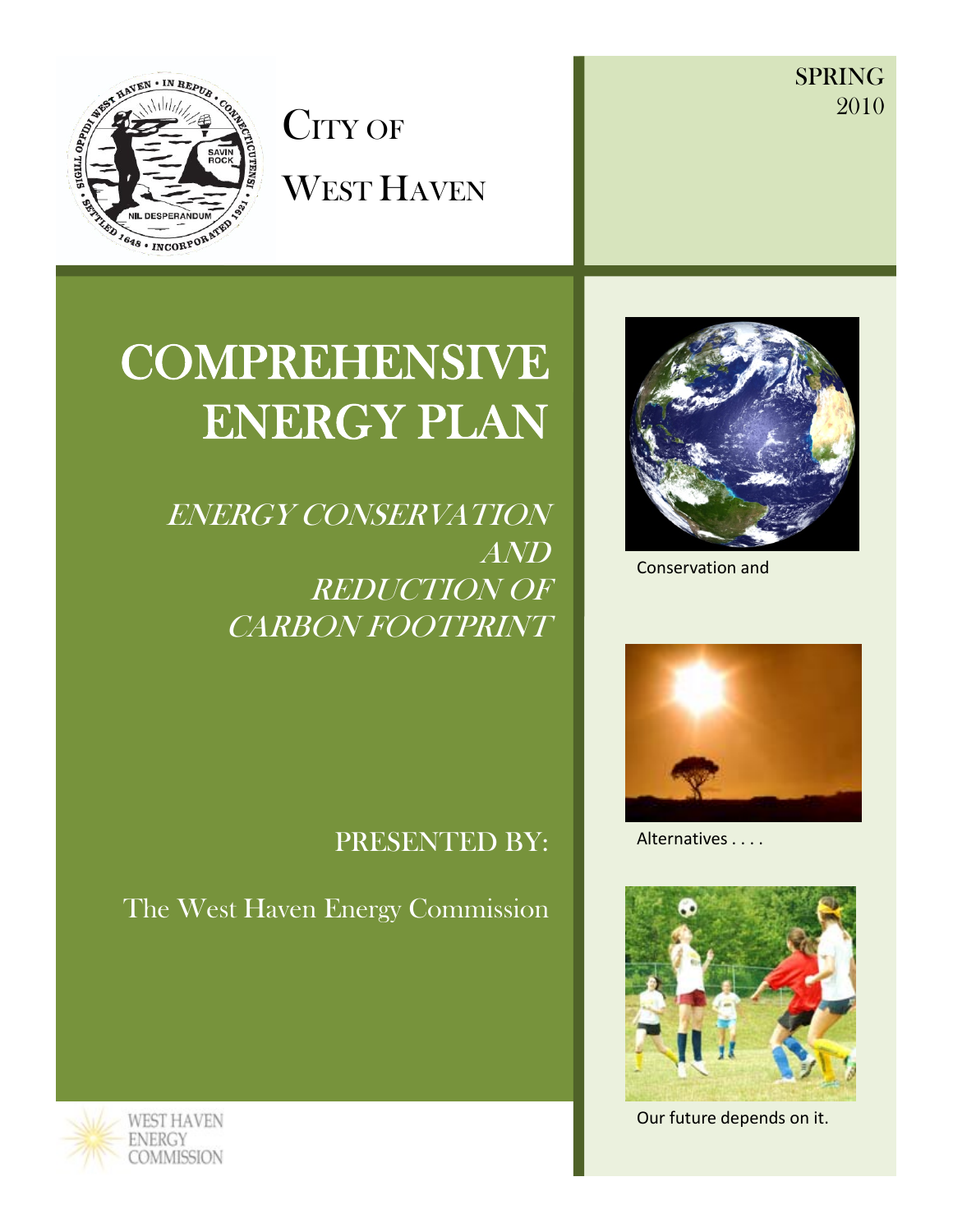# CITY OF WEST HAVEN

SPRING 2010

# COMPREHENSIVE ENERGY PLAN

## *ENERGY CONSERVATION AND REDUCTION OF CARBON FOOTPRINT*

PRESENTED BY:

The West Haven Energy Commission

Conservation and

Alternatives . . . .

Our future depends on it.

WEST HAVEN ENERGY COMMISSION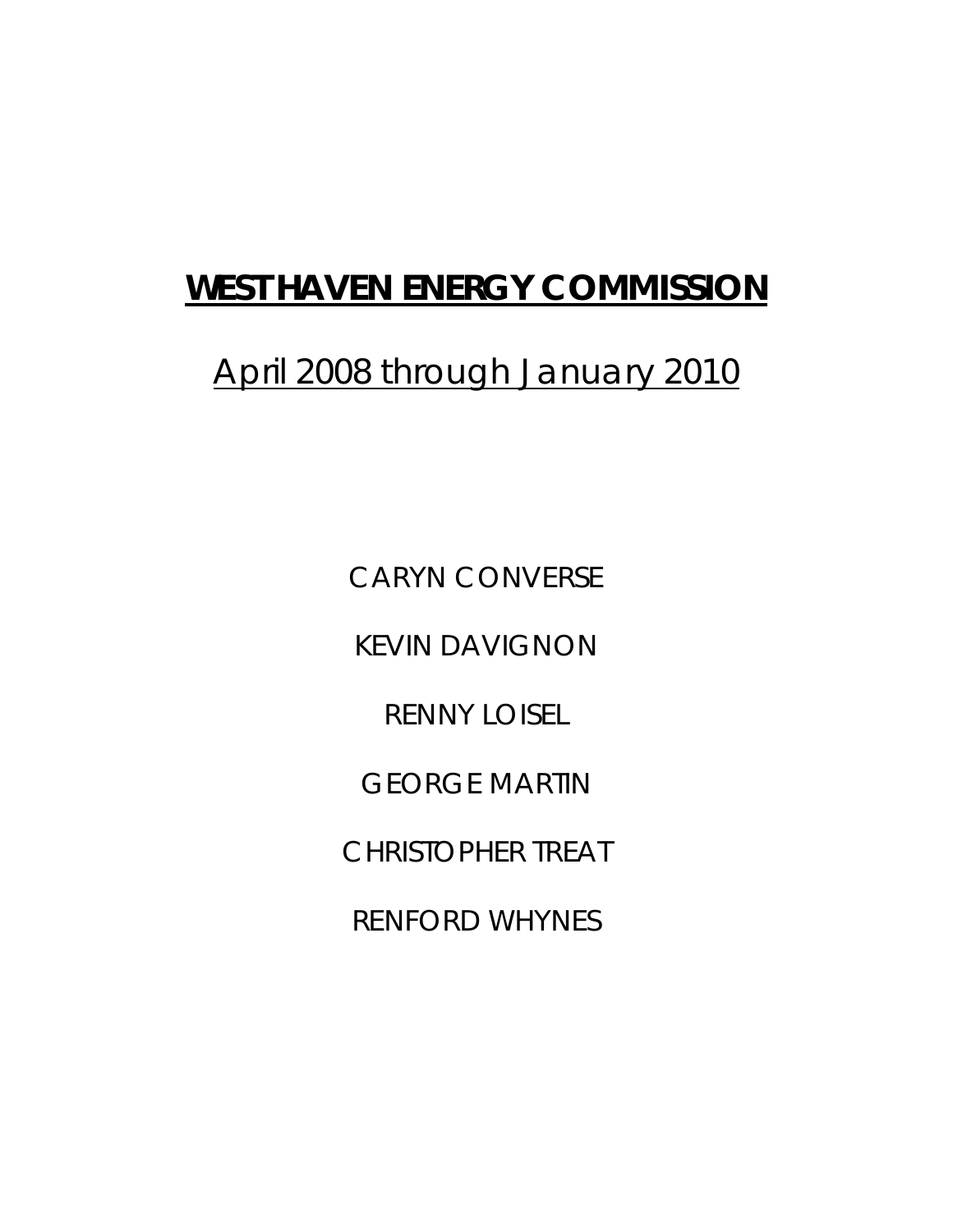# **WEST HAVEN ENERGY COMMISSION**

## April 2008 through January 2010

CARYN CONVERSE

KEVIN DAVIGNON

RENNY LOISEL

GEORGE MARTIN

CHRISTOPHER TREAT

RENFORD WHYNES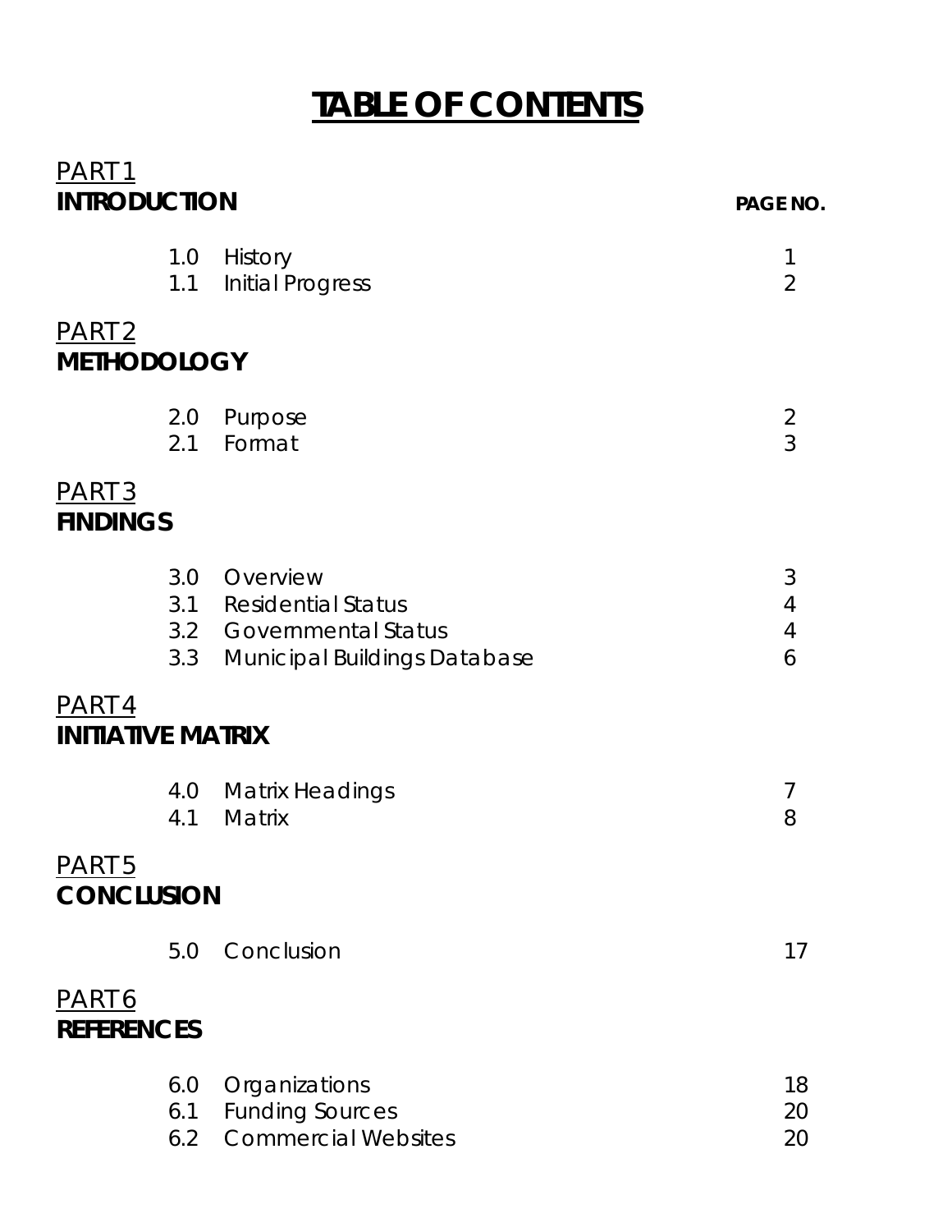# TABLE OF CONTENTS

PART 1
**INTRODUCTION** **PAGE NO.**

| | | |
|---|---|---|
| 1.0 | History | 1 |
| 1.1 | Initial Progress | 2 |

PART 2
**METHODOLOGY**

| | | |
|---|---|---|
| 2.0 | Purpose | 2 |
| 2.1 | Format | 3 |

PART 3
**FINDINGS**

| | | |
|---|---|---|
| 3.0 | Overview | 3 |
| 3.1 | Residential Status | 4 |
| 3.2 | Governmental Status | 4 |
| 3.3 | Municipal Buildings Database | 6 |

PART 4
**INITIATIVE MATRIX**

| | | |
|---|---|---|
| 4.0 | Matrix Headings | 7 |
| 4.1 | Matrix | 8 |

PART 5
**CONCLUSION**

| | | |
|---|---|---|
| 5.0 | Conclusion | 17 |

PART 6
**REFERENCES**

| | | |
|---|---|---|
| 6.0 | Organizations | 18 |
| 6.1 | Funding Sources | 20 |
| 6.2 | Commercial Websites | 20 |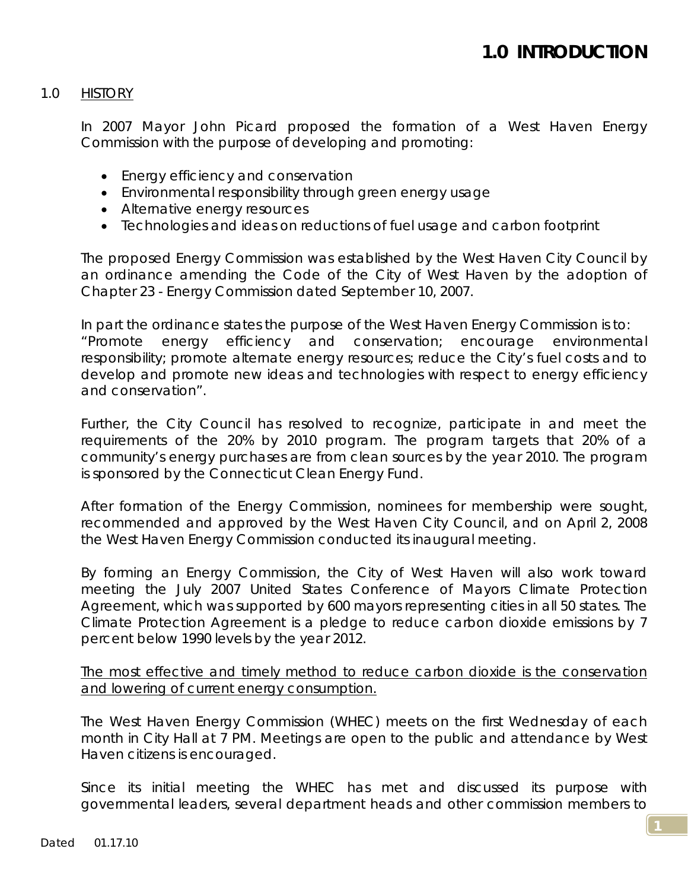# 1.0 INTRODUCTION

## 1.0 HISTORY

In 2007 Mayor John Picard proposed the formation of a West Haven Energy Commission with the purpose of developing and promoting:

- Energy efficiency and conservation
- Environmental responsibility through green energy usage
- Alternative energy resources
- Technologies and ideas on reductions of fuel usage and carbon footprint

The proposed Energy Commission was established by the West Haven City Council by an ordinance amending the Code of the City of West Haven by the adoption of Chapter 23 - Energy Commission dated September 10, 2007.

In part the ordinance states the purpose of the West Haven Energy Commission is to: "Promote energy efficiency and conservation; encourage environmental responsibility; promote alternate energy resources; reduce the City's fuel costs and to develop and promote new ideas and technologies with respect to energy efficiency and conservation".

Further, the City Council has resolved to recognize, participate in and meet the requirements of the 20% by 2010 program. The program targets that 20% of a community's energy purchases are from clean sources by the year 2010. The program is sponsored by the Connecticut Clean Energy Fund.

After formation of the Energy Commission, nominees for membership were sought, recommended and approved by the West Haven City Council, and on April 2, 2008 the West Haven Energy Commission conducted its inaugural meeting.

By forming an Energy Commission, the City of West Haven will also work toward meeting the July 2007 United States Conference of Mayors Climate Protection Agreement, which was supported by 600 mayors representing cities in all 50 states. The Climate Protection Agreement is a pledge to reduce carbon dioxide emissions by 7 percent below 1990 levels by the year 2012.

<u>The most effective and timely method to reduce carbon dioxide is the conservation and lowering of current energy consumption.</u>

The West Haven Energy Commission (WHEC) meets on the first Wednesday of each month in City Hall at 7 PM. Meetings are open to the public and attendance by West Haven citizens is encouraged.

Since its initial meeting the WHEC has met and discussed its purpose with governmental leaders, several department heads and other commission members to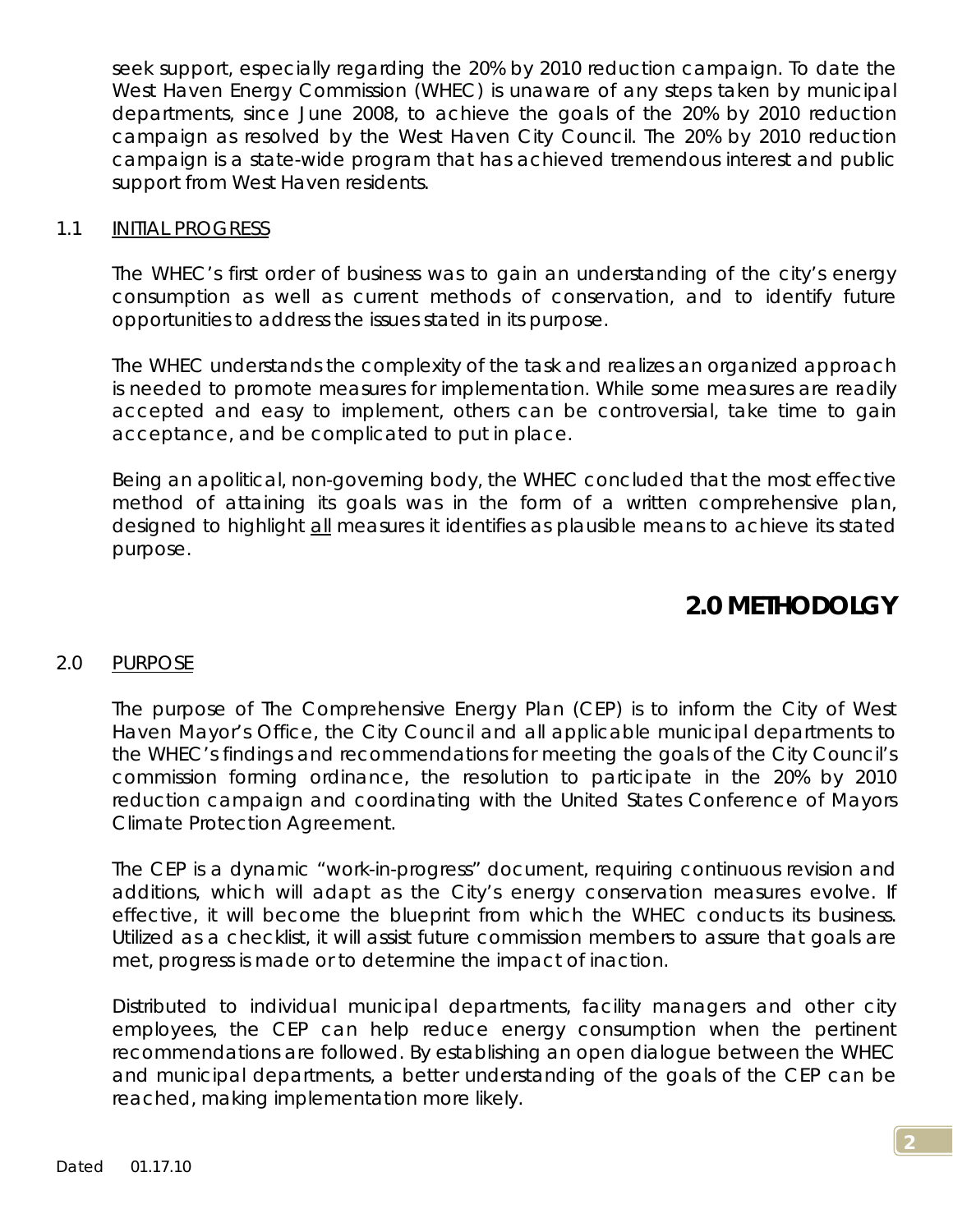seek support, especially regarding the 20% by 2010 reduction campaign. To date the West Haven Energy Commission (WHEC) is unaware of any steps taken by municipal departments, since June 2008, to achieve the goals of the 20% by 2010 reduction campaign as resolved by the West Haven City Council. The 20% by 2010 reduction campaign is a state-wide program that has achieved tremendous interest and public support from West Haven residents.

### 1.1 INITIAL PROGRESS

The WHEC's first order of business was to gain an understanding of the city's energy consumption as well as current methods of conservation, and to identify future opportunities to address the issues stated in its purpose.

The WHEC understands the complexity of the task and realizes an organized approach is needed to promote measures for implementation. While some measures are readily accepted and easy to implement, others can be controversial, take time to gain acceptance, and be complicated to put in place.

Being an apolitical, non-governing body, the WHEC concluded that the most effective method of attaining its goals was in the form of a written comprehensive plan, designed to highlight all measures it identifies as plausible means to achieve its stated purpose.

## 2.0 METHODOLGY

### 2.0 PURPOSE

The purpose of The Comprehensive Energy Plan (CEP) is to inform the City of West Haven Mayor's Office, the City Council and all applicable municipal departments to the WHEC's findings and recommendations for meeting the goals of the City Council's commission forming ordinance, the resolution to participate in the 20% by 2010 reduction campaign and coordinating with the United States Conference of Mayors Climate Protection Agreement.

The CEP is a dynamic "work-in-progress" document, requiring continuous revision and additions, which will adapt as the City's energy conservation measures evolve. If effective, it will become the blueprint from which the WHEC conducts its business. Utilized as a checklist, it will assist future commission members to assure that goals are met, progress is made or to determine the impact of inaction.

Distributed to individual municipal departments, facility managers and other city employees, the CEP can help reduce energy consumption when the pertinent recommendations are followed. By establishing an open dialogue between the WHEC and municipal departments, a better understanding of the goals of the CEP can be reached, making implementation more likely.

Dated 01.17.10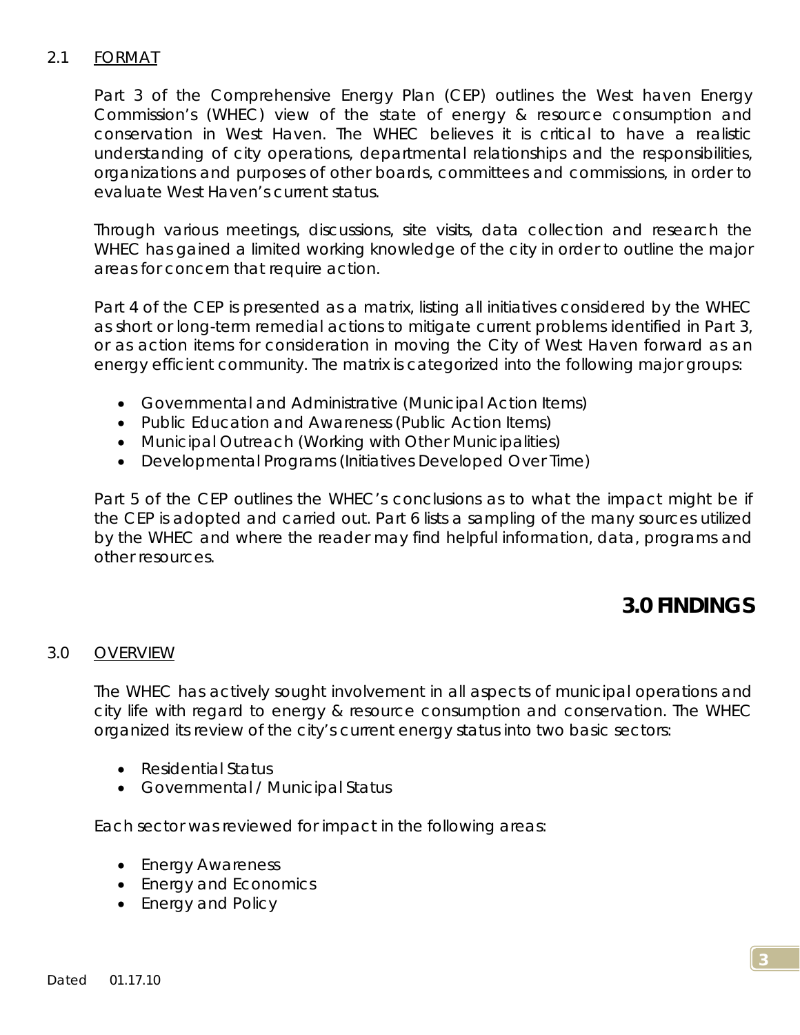### 2.1 FORMAT

Part 3 of the Comprehensive Energy Plan (CEP) outlines the West haven Energy Commission's (WHEC) view of the state of energy & resource consumption and conservation in West Haven. The WHEC believes it is critical to have a realistic understanding of city operations, departmental relationships and the responsibilities, organizations and purposes of other boards, committees and commissions, in order to evaluate West Haven's current status.

Through various meetings, discussions, site visits, data collection and research the WHEC has gained a limited working knowledge of the city in order to outline the major areas for concern that require action.

Part 4 of the CEP is presented as a matrix, listing all initiatives considered by the WHEC as short or long-term remedial actions to mitigate current problems identified in Part 3, or as action items for consideration in moving the City of West Haven forward as an energy efficient community. The matrix is categorized into the following major groups:

- Governmental and Administrative (Municipal Action Items)
- Public Education and Awareness (Public Action Items)
- Municipal Outreach (Working with Other Municipalities)
- Developmental Programs (Initiatives Developed Over Time)

Part 5 of the CEP outlines the WHEC's conclusions as to what the impact might be if the CEP is adopted and carried out. Part 6 lists a sampling of the many sources utilized by the WHEC and where the reader may find helpful information, data, programs and other resources.

# 3.0 FINDINGS

### 3.0 OVERVIEW

The WHEC has actively sought involvement in all aspects of municipal operations and city life with regard to energy & resource consumption and conservation. The WHEC organized its review of the city's current energy status into two basic sectors:

- Residential Status
- Governmental / Municipal Status

Each sector was reviewed for impact in the following areas:

- Energy Awareness
- Energy and Economics
- Energy and Policy

Dated 01.17.10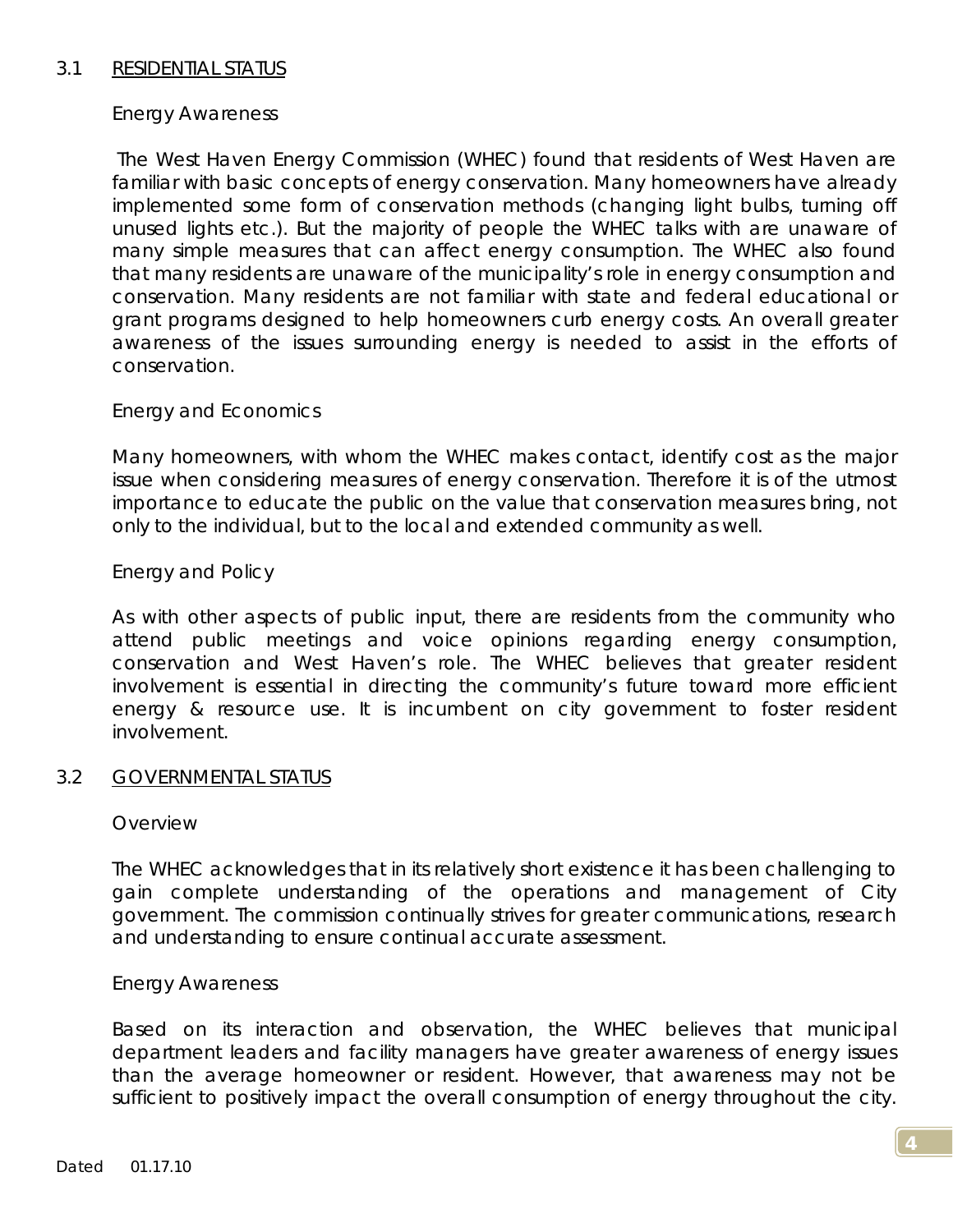## 3.1 RESIDENTIAL STATUS

### Energy Awareness

The West Haven Energy Commission (WHEC) found that residents of West Haven are familiar with basic concepts of energy conservation. Many homeowners have already implemented some form of conservation methods (changing light bulbs, turning off unused lights etc.). But the majority of people the WHEC talks with are unaware of many simple measures that can affect energy consumption. The WHEC also found that many residents are unaware of the municipality's role in energy consumption and conservation. Many residents are not familiar with state and federal educational or grant programs designed to help homeowners curb energy costs. An overall greater awareness of the issues surrounding energy is needed to assist in the efforts of conservation.

### Energy and Economics

Many homeowners, with whom the WHEC makes contact, identify cost as the major issue when considering measures of energy conservation. Therefore it is of the utmost importance to educate the public on the value that conservation measures bring, not only to the individual, but to the local and extended community as well.

### Energy and Policy

As with other aspects of public input, there are residents from the community who attend public meetings and voice opinions regarding energy consumption, conservation and West Haven's role. The WHEC believes that greater resident involvement is essential in directing the community's future toward more efficient energy & resource use. It is incumbent on city government to foster resident involvement.

## 3.2 GOVERNMENTAL STATUS

### Overview

The WHEC acknowledges that in its relatively short existence it has been challenging to gain complete understanding of the operations and management of City government. The commission continually strives for greater communications, research and understanding to ensure continual accurate assessment.

### Energy Awareness

Based on its interaction and observation, the WHEC believes that municipal department leaders and facility managers have greater awareness of energy issues than the average homeowner or resident. However, that awareness may not be sufficient to positively impact the overall consumption of energy throughout the city.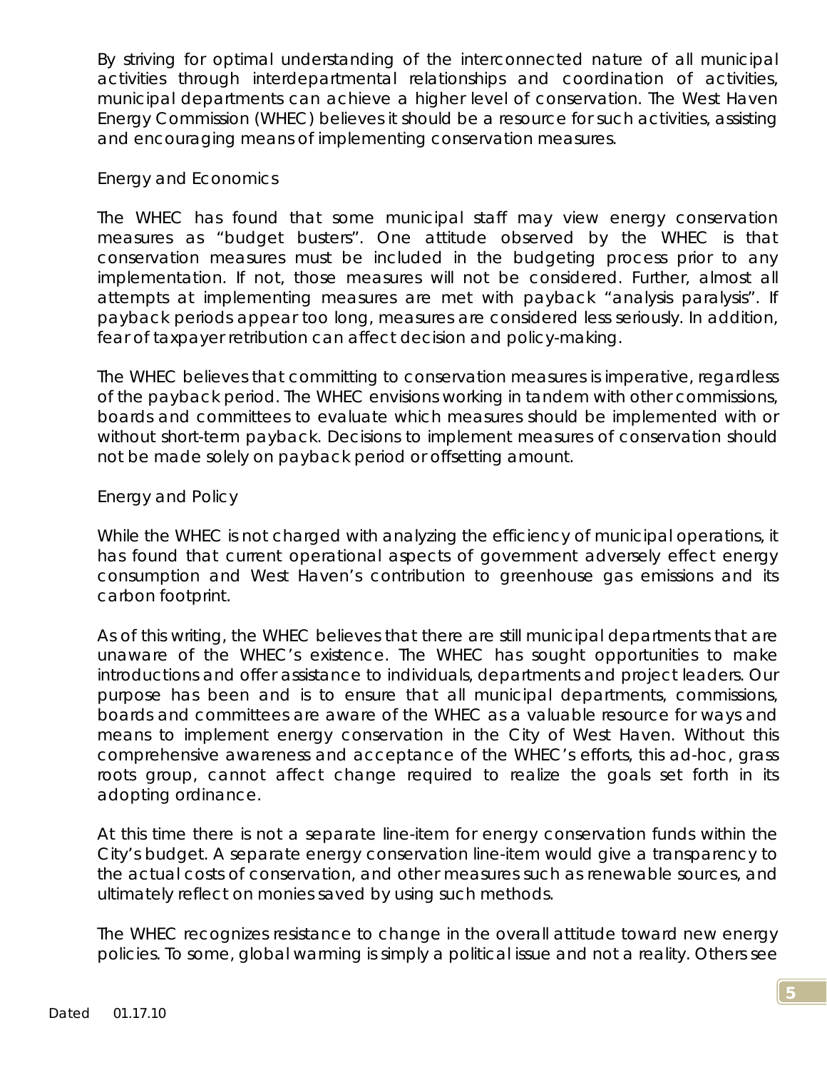By striving for optimal understanding of the interconnected nature of all municipal activities through interdepartmental relationships and coordination of activities, municipal departments can achieve a higher level of conservation. The West Haven Energy Commission (WHEC) believes it should be a resource for such activities, assisting and encouraging means of implementing conservation measures.

## Energy and Economics

The WHEC has found that some municipal staff may view energy conservation measures as "budget busters". One attitude observed by the WHEC is that conservation measures must be included in the budgeting process prior to any implementation. If not, those measures will not be considered. Further, almost all attempts at implementing measures are met with payback "analysis paralysis". If payback periods appear too long, measures are considered less seriously. In addition, fear of taxpayer retribution can affect decision and policy-making.

The WHEC believes that committing to conservation measures is imperative, regardless of the payback period. The WHEC envisions working in tandem with other commissions, boards and committees to evaluate which measures should be implemented with or without short-term payback. Decisions to implement measures of conservation should not be made solely on payback period or offsetting amount.

## Energy and Policy

While the WHEC is not charged with analyzing the efficiency of municipal operations, it has found that current operational aspects of government adversely effect energy consumption and West Haven's contribution to greenhouse gas emissions and its carbon footprint.

As of this writing, the WHEC believes that there are still municipal departments that are unaware of the WHEC's existence. The WHEC has sought opportunities to make introductions and offer assistance to individuals, departments and project leaders. Our purpose has been and is to ensure that all municipal departments, commissions, boards and committees are aware of the WHEC as a valuable resource for ways and means to implement energy conservation in the City of West Haven. Without this comprehensive awareness and acceptance of the WHEC's efforts, this ad-hoc, grass roots group, cannot affect change required to realize the goals set forth in its adopting ordinance.

At this time there is not a separate line-item for energy conservation funds within the City's budget. A separate energy conservation line-item would give a transparency to the actual costs of conservation, and other measures such as renewable sources, and ultimately reflect on monies saved by using such methods.

The WHEC recognizes resistance to change in the overall attitude toward new energy policies. To some, global warming is simply a political issue and not a reality. Others see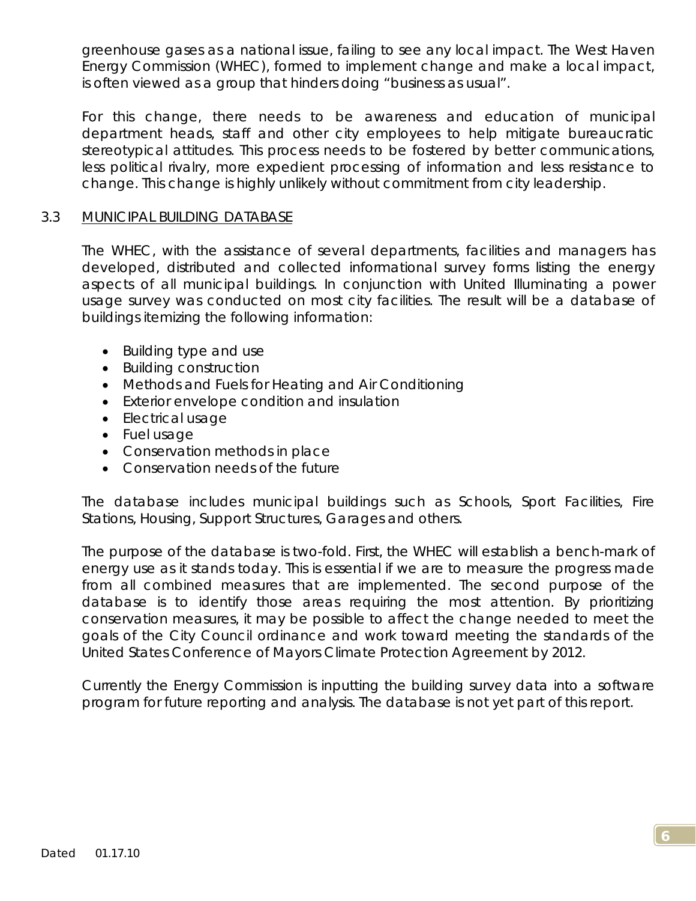greenhouse gases as a national issue, failing to see any local impact. The West Haven Energy Commission (WHEC), formed to implement change and make a local impact, is often viewed as a group that hinders doing "business as usual".

For this change, there needs to be awareness and education of municipal department heads, staff and other city employees to help mitigate bureaucratic stereotypical attitudes. This process needs to be fostered by better communications, less political rivalry, more expedient processing of information and less resistance to change. This change is highly unlikely without commitment from city leadership.

## 3.3 MUNICIPAL BUILDING DATABASE

The WHEC, with the assistance of several departments, facilities and managers has developed, distributed and collected informational survey forms listing the energy aspects of all municipal buildings. In conjunction with United Illuminating a power usage survey was conducted on most city facilities. The result will be a database of buildings itemizing the following information:

- Building type and use
- Building construction
- Methods and Fuels for Heating and Air Conditioning
- Exterior envelope condition and insulation
- Electrical usage
- Fuel usage
- Conservation methods in place
- Conservation needs of the future

The database includes municipal buildings such as Schools, Sport Facilities, Fire Stations, Housing, Support Structures, Garages and others.

The purpose of the database is two-fold. First, the WHEC will establish a bench-mark of energy use as it stands today. This is essential if we are to measure the progress made from all combined measures that are implemented. The second purpose of the database is to identify those areas requiring the most attention. By prioritizing conservation measures, it may be possible to affect the change needed to meet the goals of the City Council ordinance and work toward meeting the standards of the United States Conference of Mayors Climate Protection Agreement by 2012.

Currently the Energy Commission is inputting the building survey data into a software program for future reporting and analysis. The database is not yet part of this report.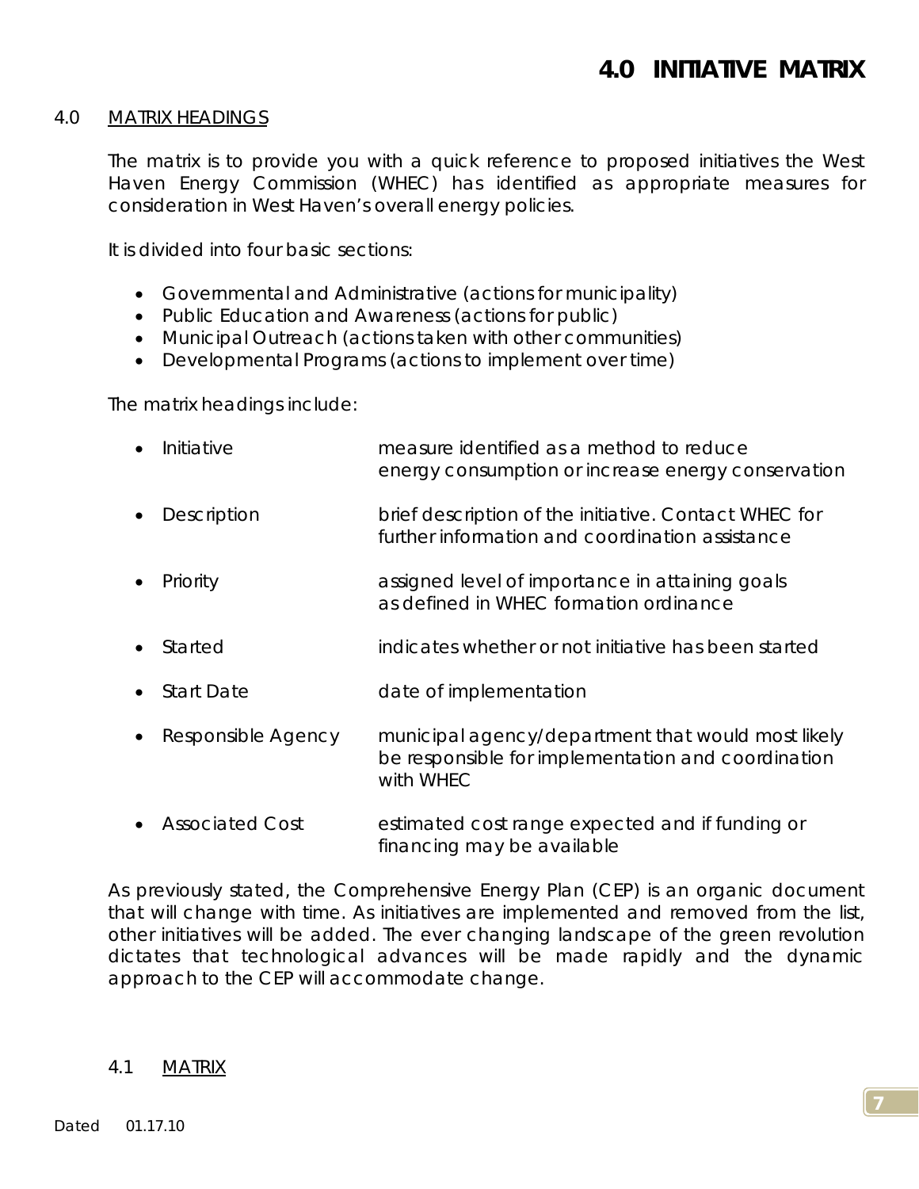# 4.0 INITIATIVE MATRIX

## 4.0 MATRIX HEADINGS

The matrix is to provide you with a quick reference to proposed initiatives the West Haven Energy Commission (WHEC) has identified as appropriate measures for consideration in West Haven's overall energy policies.

It is divided into four basic sections:

- Governmental and Administrative (actions for municipality)
- Public Education and Awareness (actions for public)
- Municipal Outreach (actions taken with other communities)
- Developmental Programs (actions to implement over time)

The matrix headings include:

- Initiative — measure identified as a method to reduce energy consumption or increase energy conservation
- Description — brief description of the initiative. Contact WHEC for further information and coordination assistance
- Priority — assigned level of importance in attaining goals as defined in WHEC formation ordinance
- Started — indicates whether or not initiative has been started
- Start Date — date of implementation
- Responsible Agency — municipal agency/department that would most likely be responsible for implementation and coordination with WHEC
- Associated Cost — estimated cost range expected and if funding or financing may be available

As previously stated, the Comprehensive Energy Plan (CEP) is an organic document that will change with time. As initiatives are implemented and removed from the list, other initiatives will be added. The ever changing landscape of the green revolution dictates that technological advances will be made rapidly and the dynamic approach to the CEP will accommodate change.

## 4.1 MATRIX

Dated 01.17.10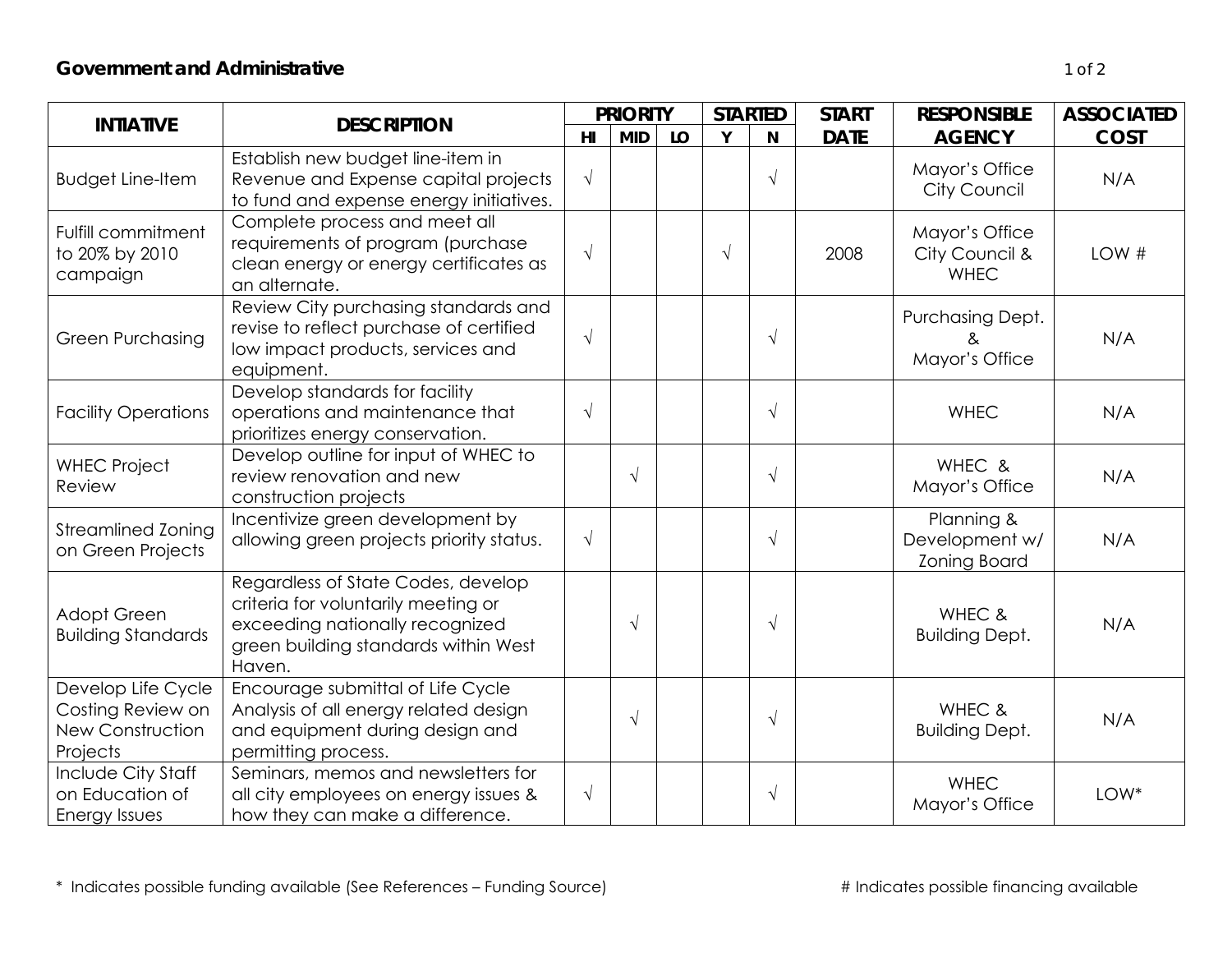## Government and Administrative

| INTIATIVE | DESCRIPTION | PRIORITY | | | STARTED | | START DATE | RESPONSIBLE AGENCY | ASSOCIATED COST |
|---|---|---|---|---|---|---|---|---|---|
| | | HI | MID | LO | Y | N | | | |
| Budget Line-Item | Establish new budget line-item in Revenue and Expense capital projects to fund and expense energy initiatives. | √ | | | | √ | | Mayor's Office City Council | N/A |
| Fulfill commitment to 20% by 2010 campaign | Complete process and meet all requirements of program (purchase clean energy or energy certificates as an alternate. | √ | | | √ | | 2008 | Mayor's Office City Council & WHEC | LOW # |
| Green Purchasing | Review City purchasing standards and revise to reflect purchase of certified low impact products, services and equipment. | √ | | | | √ | | Purchasing Dept. & Mayor's Office | N/A |
| Facility Operations | Develop standards for facility operations and maintenance that prioritizes energy conservation. | √ | | | | √ | | WHEC | N/A |
| WHEC Project Review | Develop outline for input of WHEC to review renovation and new construction projects | | √ | | | √ | | WHEC & Mayor's Office | N/A |
| Streamlined Zoning on Green Projects | Incentivize green development by allowing green projects priority status. | √ | | | | √ | | Planning & Development w/ Zoning Board | N/A |
| Adopt Green Building Standards | Regardless of State Codes, develop criteria for voluntarily meeting or exceeding nationally recognized green building standards within West Haven. | | √ | | | √ | | WHEC & Building Dept. | N/A |
| Develop Life Cycle Costing Review on New Construction Projects | Encourage submittal of Life Cycle Analysis of all energy related design and equipment during design and permitting process. | | √ | | | √ | | WHEC & Building Dept. | N/A |
| Include City Staff on Education of Energy Issues | Seminars, memos and newsletters for all city employees on energy issues & how they can make a difference. | √ | | | | √ | | WHEC Mayor's Office | LOW* |

\* Indicates possible funding available (See References – Funding Source)

# Indicates possible financing available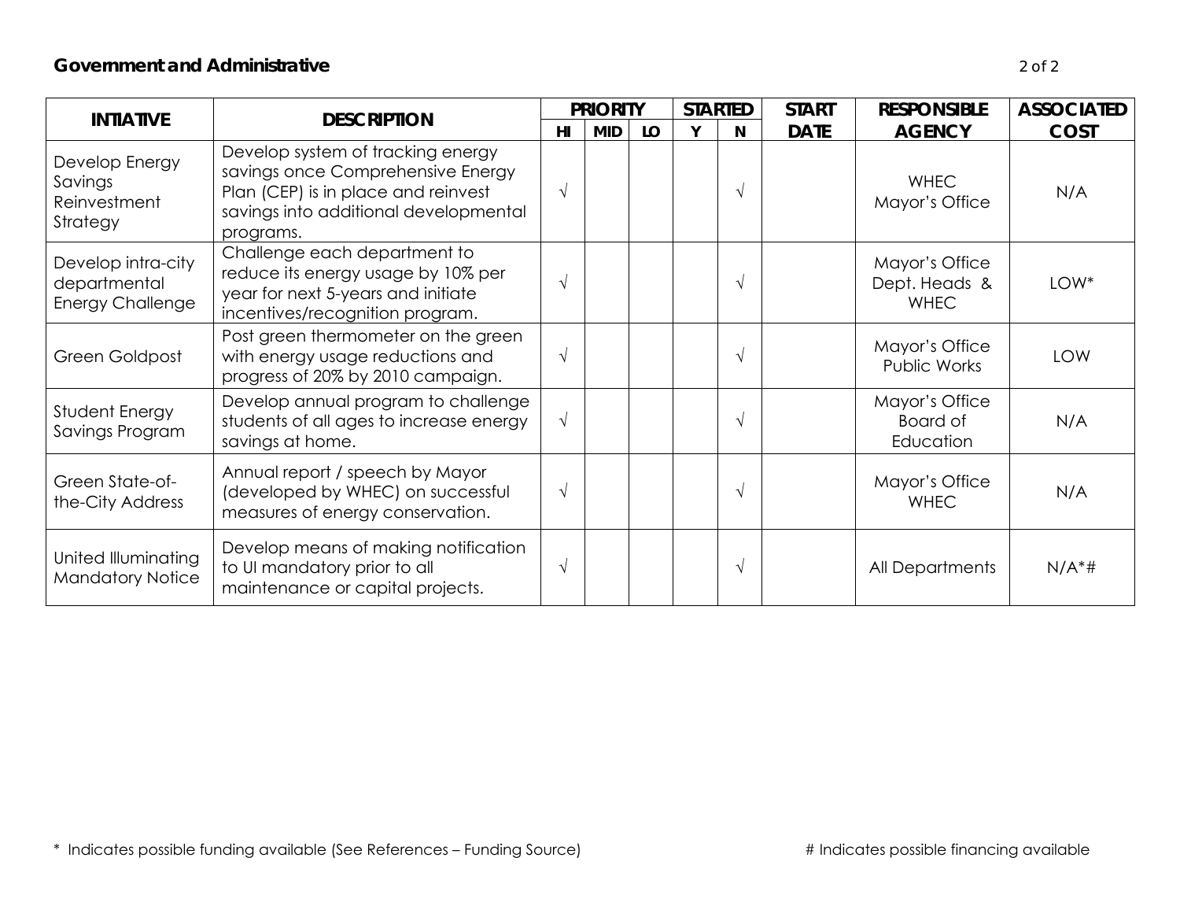**Government and Administrative**

| INTIATIVE | DESCRIPTION | PRIORITY | | | STARTED | | START DATE | RESPONSIBLE AGENCY | ASSOCIATED COST |
|---|---|---|---|---|---|---|---|---|---|
| | | HI | MID | LO | Y | N | | | |
| Develop Energy Savings Reinvestment Strategy | Develop system of tracking energy savings once Comprehensive Energy Plan (CEP) is in place and reinvest savings into additional developmental programs. | √ | | | | √ | | WHEC Mayor's Office | N/A |
| Develop intra-city departmental Energy Challenge | Challenge each department to reduce its energy usage by 10% per year for next 5-years and initiate incentives/recognition program. | √ | | | | √ | | Mayor's Office Dept. Heads & WHEC | LOW* |
| Green Goldpost | Post green thermometer on the green with energy usage reductions and progress of 20% by 2010 campaign. | √ | | | | √ | | Mayor's Office Public Works | LOW |
| Student Energy Savings Program | Develop annual program to challenge students of all ages to increase energy savings at home. | √ | | | | √ | | Mayor's Office Board of Education | N/A |
| Green State-of-the-City Address | Annual report / speech by Mayor (developed by WHEC) on successful measures of energy conservation. | √ | | | | √ | | Mayor's Office WHEC | N/A |
| United Illuminating Mandatory Notice | Develop means of making notification to UI mandatory prior to all maintenance or capital projects. | √ | | | | √ | | All Departments | N/A*# |

\* Indicates possible funding available (See References – Funding Source)

\# Indicates possible financing available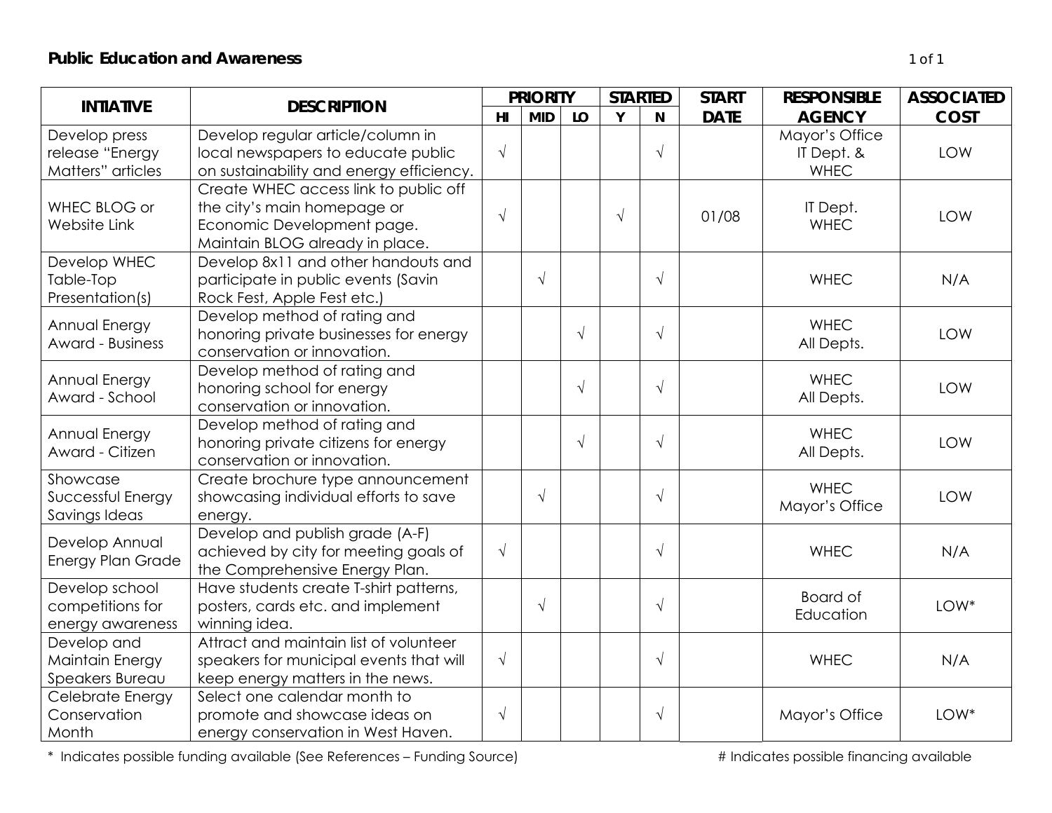**Public Education and Awareness**

| INTIATIVE | DESCRIPTION | PRIORITY | | | STARTED | | START DATE | RESPONSIBLE AGENCY | ASSOCIATED COST |
|---|---|---|---|---|---|---|---|---|---|
| | | HI | MID | LO | Y | N | | | |
| Develop press release "Energy Matters" articles | Develop regular article/column in local newspapers to educate public on sustainability and energy efficiency. | √ | | | | √ | | Mayor's Office IT Dept. & WHEC | LOW |
| WHEC BLOG or Website Link | Create WHEC access link to public off the city's main homepage or Economic Development page. Maintain BLOG already in place. | √ | | | √ | | 01/08 | IT Dept. WHEC | LOW |
| Develop WHEC Table-Top Presentation(s) | Develop 8x11 and other handouts and participate in public events (Savin Rock Fest, Apple Fest etc.) | | √ | | | √ | | WHEC | N/A |
| Annual Energy Award - Business | Develop method of rating and honoring private businesses for energy conservation or innovation. | | | √ | | √ | | WHEC All Depts. | LOW |
| Annual Energy Award - School | Develop method of rating and honoring school for energy conservation or innovation. | | | √ | | √ | | WHEC All Depts. | LOW |
| Annual Energy Award - Citizen | Develop method of rating and honoring private citizens for energy conservation or innovation. | | | √ | | √ | | WHEC All Depts. | LOW |
| Showcase Successful Energy Savings Ideas | Create brochure type announcement showcasing individual efforts to save energy. | | √ | | | √ | | WHEC Mayor's Office | LOW |
| Develop Annual Energy Plan Grade | Develop and publish grade (A-F) achieved by city for meeting goals of the Comprehensive Energy Plan. | √ | | | | √ | | WHEC | N/A |
| Develop school competitions for energy awareness | Have students create T-shirt patterns, posters, cards etc. and implement winning idea. | | √ | | | √ | | Board of Education | LOW* |
| Develop and Maintain Energy Speakers Bureau | Attract and maintain list of volunteer speakers for municipal events that will keep energy matters in the news. | √ | | | | √ | | WHEC | N/A |
| Celebrate Energy Conservation Month | Select one calendar month to promote and showcase ideas on energy conservation in West Haven. | √ | | | | √ | | Mayor's Office | LOW* |

\* Indicates possible funding available (See References – Funding Source)

# Indicates possible financing available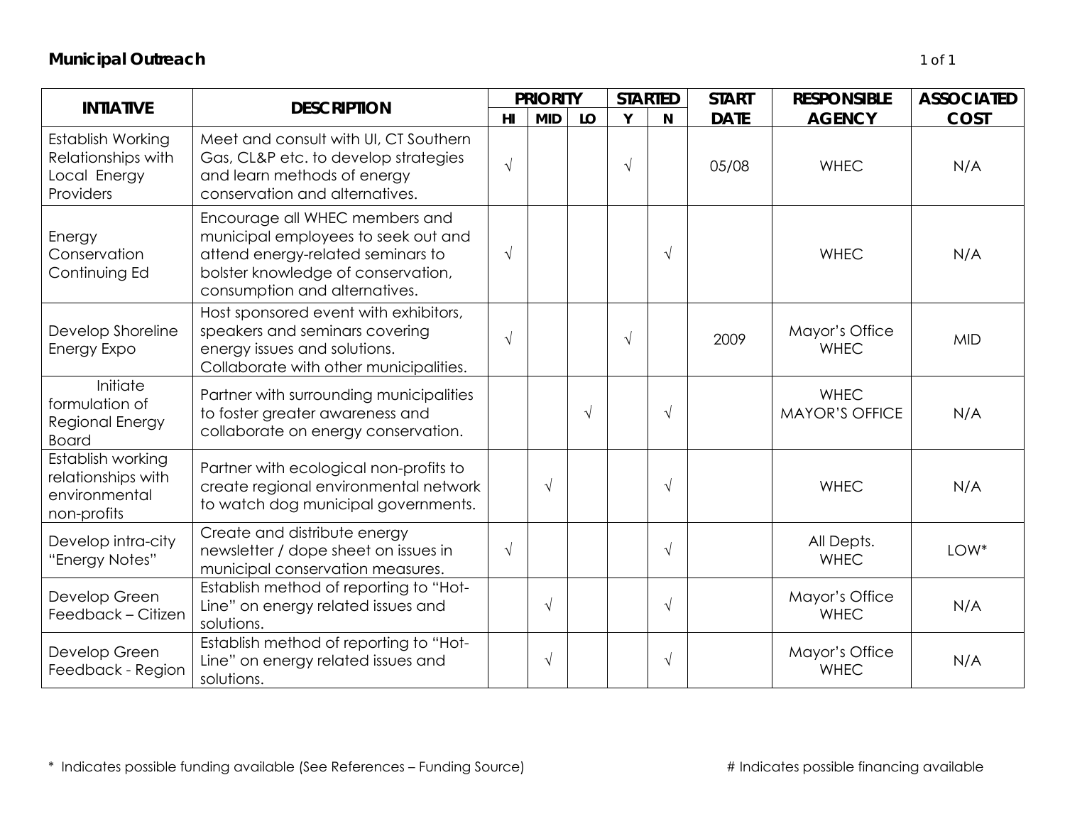**Municipal Outreach**

| INTIATIVE | DESCRIPTION | PRIORITY | | | STARTED | | START DATE | RESPONSIBLE AGENCY | ASSOCIATED COST |
|---|---|---|---|---|---|---|---|---|---|
| | | HI | MID | LO | Y | N | | | |
| Establish Working Relationships with Local Energy Providers | Meet and consult with UI, CT Southern Gas, CL&P etc. to develop strategies and learn methods of energy conservation and alternatives. | √ | | | √ | | 05/08 | WHEC | N/A |
| Energy Conservation Continuing Ed | Encourage all WHEC members and municipal employees to seek out and attend energy-related seminars to bolster knowledge of conservation, consumption and alternatives. | √ | | | | √ | | WHEC | N/A |
| Develop Shoreline Energy Expo | Host sponsored event with exhibitors, speakers and seminars covering energy issues and solutions. Collaborate with other municipalities. | √ | | | √ | | 2009 | Mayor's Office WHEC | MID |
| Initiate formulation of Regional Energy Board | Partner with surrounding municipalities to foster greater awareness and collaborate on energy conservation. | | | √ | | √ | | WHEC MAYOR'S OFFICE | N/A |
| Establish working relationships with environmental non-profits | Partner with ecological non-profits to create regional environmental network to watch dog municipal governments. | | √ | | | √ | | WHEC | N/A |
| Develop intra-city "Energy Notes" | Create and distribute energy newsletter / dope sheet on issues in municipal conservation measures. | √ | | | | √ | | All Depts. WHEC | LOW* |
| Develop Green Feedback – Citizen | Establish method of reporting to "Hot-Line" on energy related issues and solutions. | | √ | | | √ | | Mayor's Office WHEC | N/A |
| Develop Green Feedback - Region | Establish method of reporting to "Hot-Line" on energy related issues and solutions. | | √ | | | √ | | Mayor's Office WHEC | N/A |

* Indicates possible funding available (See References – Funding Source)

# Indicates possible financing available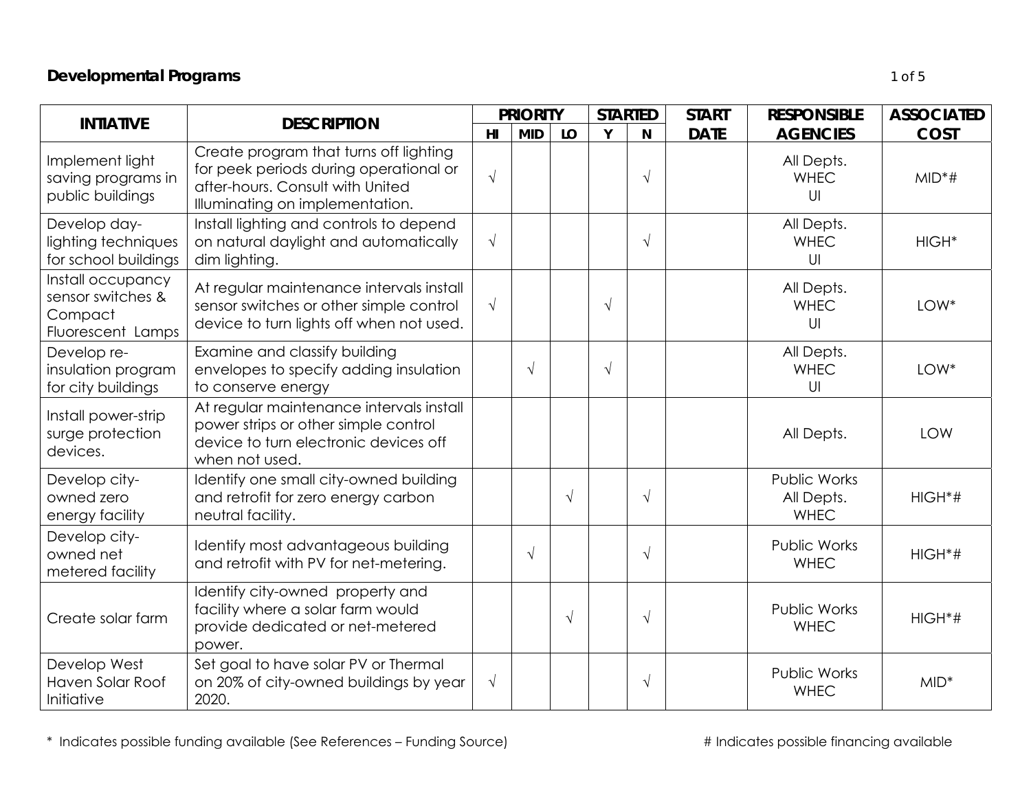## Developmental Programs

| INTIATIVE | DESCRIPTION | PRIORITY | | | STARTED | | START DATE | RESPONSIBLE AGENCIES | ASSOCIATED COST |
|---|---|---|---|---|---|---|---|---|---|
| | | HI | MID | LO | Y | N | | | |
| Implement light saving programs in public buildings | Create program that turns off lighting for peek periods during operational or after-hours. Consult with United Illuminating on implementation. | √ | | | | √ | | All Depts. WHEC UI | MID*# |
| Develop day-lighting techniques for school buildings | Install lighting and controls to depend on natural daylight and automatically dim lighting. | √ | | | | √ | | All Depts. WHEC UI | HIGH* |
| Install occupancy sensor switches & Compact Fluorescent Lamps | At regular maintenance intervals install sensor switches or other simple control device to turn lights off when not used. | √ | | | √ | | | All Depts. WHEC UI | LOW* |
| Develop re-insulation program for city buildings | Examine and classify building envelopes to specify adding insulation to conserve energy | | √ | | √ | | | All Depts. WHEC UI | LOW* |
| Install power-strip surge protection devices. | At regular maintenance intervals install power strips or other simple control device to turn electronic devices off when not used. | | | | | | | All Depts. | LOW |
| Develop city-owned zero energy facility | Identify one small city-owned building and retrofit for zero energy carbon neutral facility. | | | √ | | √ | | Public Works All Depts. WHEC | HIGH*# |
| Develop city-owned net metered facility | Identify most advantageous building and retrofit with PV for net-metering. | | √ | | | √ | | Public Works WHEC | HIGH*# |
| Create solar farm | Identify city-owned property and facility where a solar farm would provide dedicated or net-metered power. | | | √ | | √ | | Public Works WHEC | HIGH*# |
| Develop West Haven Solar Roof Initiative | Set goal to have solar PV or Thermal on 20% of city-owned buildings by year 2020. | √ | | | | √ | | Public Works WHEC | MID* |

* Indicates possible funding available (See References – Funding Source)

# Indicates possible financing available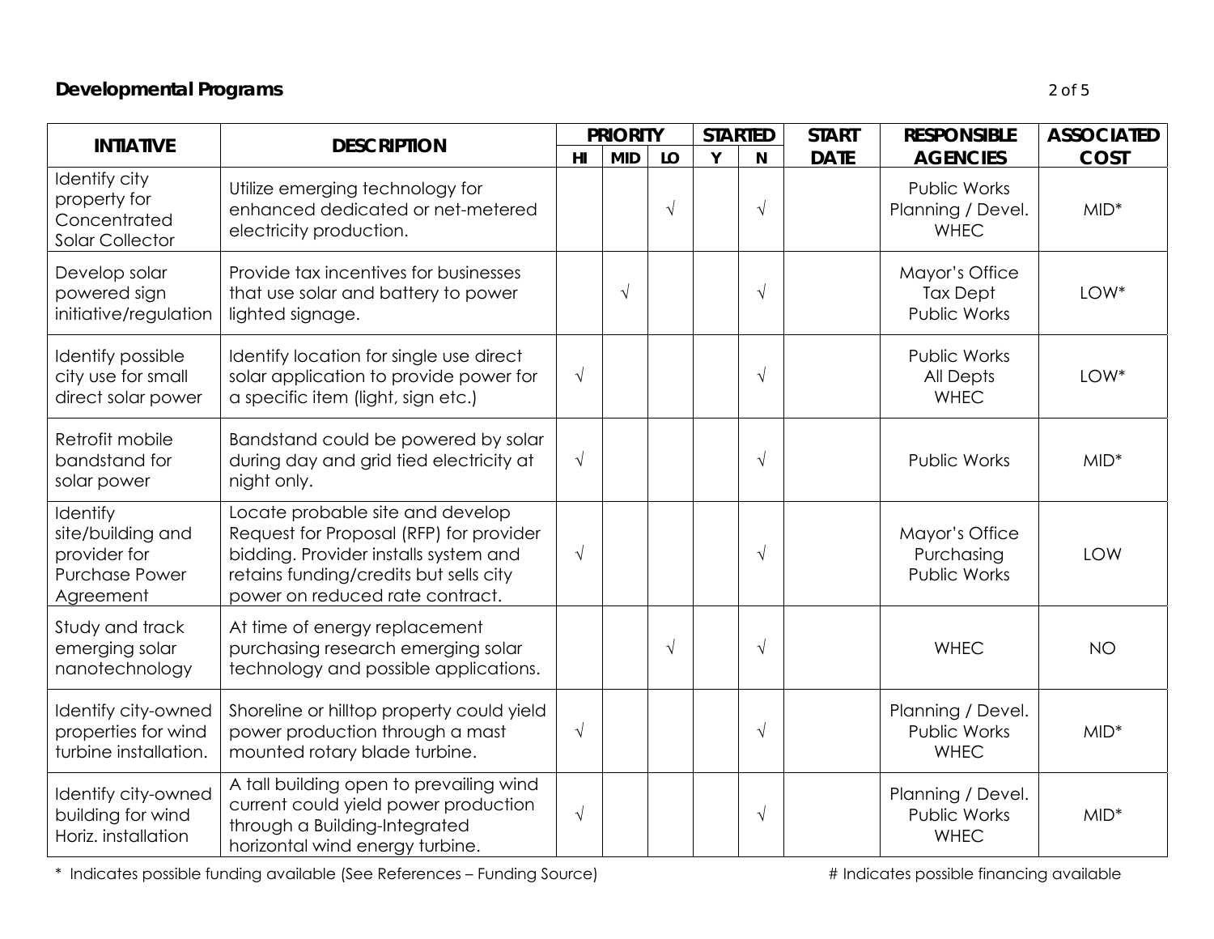**Developmental Programs**

| INTIATIVE | DESCRIPTION | PRIORITY | | | STARTED | | START DATE | RESPONSIBLE AGENCIES | ASSOCIATED COST |
|---|---|---|---|---|---|---|---|---|---|
| | | HI | MID | LO | Y | N | | | |
| Identify city property for Concentrated Solar Collector | Utilize emerging technology for enhanced dedicated or net-metered electricity production. | | | √ | | √ | | Public Works Planning / Devel. WHEC | MID* |
| Develop solar powered sign initiative/regulation | Provide tax incentives for businesses that use solar and battery to power lighted signage. | | √ | | | √ | | Mayor's Office Tax Dept Public Works | LOW* |
| Identify possible city use for small direct solar power | Identify location for single use direct solar application to provide power for a specific item (light, sign etc.) | √ | | | | √ | | Public Works All Depts WHEC | LOW* |
| Retrofit mobile bandstand for solar power | Bandstand could be powered by solar during day and grid tied electricity at night only. | √ | | | | √ | | Public Works | MID* |
| Identify site/building and provider for Purchase Power Agreement | Locate probable site and develop Request for Proposal (RFP) for provider bidding. Provider installs system and retains funding/credits but sells city power on reduced rate contract. | √ | | | | √ | | Mayor's Office Purchasing Public Works | LOW |
| Study and track emerging solar nanotechnology | At time of energy replacement purchasing research emerging solar technology and possible applications. | | | √ | | √ | | WHEC | NO |
| Identify city-owned properties for wind turbine installation. | Shoreline or hilltop property could yield power production through a mast mounted rotary blade turbine. | √ | | | | √ | | Planning / Devel. Public Works WHEC | MID* |
| Identify city-owned building for wind Horiz. installation | A tall building open to prevailing wind current could yield power production through a Building-Integrated horizontal wind energy turbine. | √ | | | | √ | | Planning / Devel. Public Works WHEC | MID* |

\* Indicates possible funding available (See References – Funding Source) # Indicates possible financing available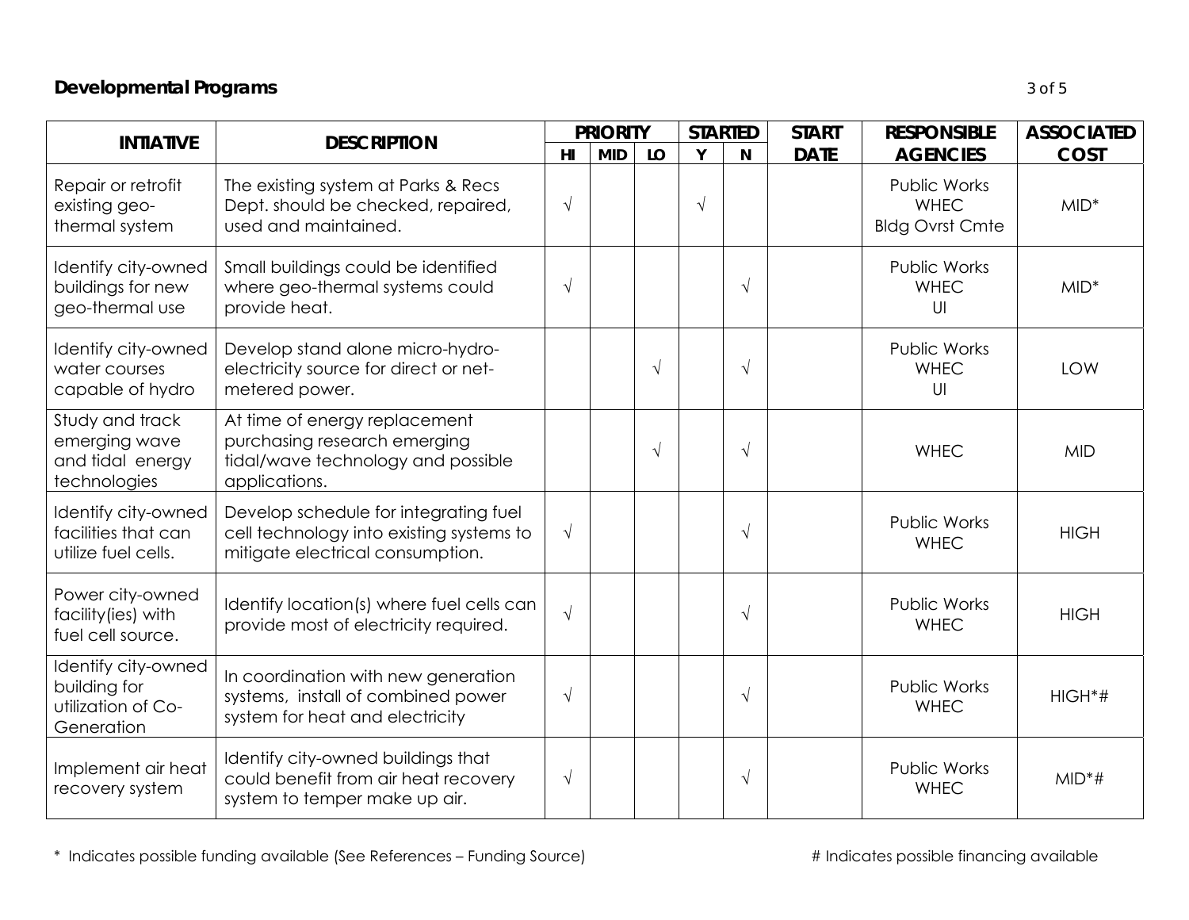**Developmental Programs**

| INTIATIVE | DESCRIPTION | PRIORITY | | | STARTED | | START DATE | RESPONSIBLE AGENCIES | ASSOCIATED COST |
|---|---|---|---|---|---|---|---|---|---|
| | | HI | MID | LO | Y | N | | | |
| Repair or retrofit existing geo-thermal system | The existing system at Parks & Recs Dept. should be checked, repaired, used and maintained. | √ | | | √ | | | Public Works WHEC Bldg Ovrst Cmte | MID* |
| Identify city-owned buildings for new geo-thermal use | Small buildings could be identified where geo-thermal systems could provide heat. | √ | | | | √ | | Public Works WHEC UI | MID* |
| Identify city-owned water courses capable of hydro | Develop stand alone micro-hydro-electricity source for direct or net-metered power. | | | √ | | √ | | Public Works WHEC UI | LOW |
| Study and track emerging wave and tidal energy technologies | At time of energy replacement purchasing research emerging tidal/wave technology and possible applications. | | | √ | | √ | | WHEC | MID |
| Identify city-owned facilities that can utilize fuel cells. | Develop schedule for integrating fuel cell technology into existing systems to mitigate electrical consumption. | √ | | | | √ | | Public Works WHEC | HIGH |
| Power city-owned facility(ies) with fuel cell source. | Identify location(s) where fuel cells can provide most of electricity required. | √ | | | | √ | | Public Works WHEC | HIGH |
| Identify city-owned building for utilization of Co-Generation | In coordination with new generation systems, install of combined power system for heat and electricity | √ | | | | √ | | Public Works WHEC | HIGH*# |
| Implement air heat recovery system | Identify city-owned buildings that could benefit from air heat recovery system to temper make up air. | √ | | | | √ | | Public Works WHEC | MID*# |

\* Indicates possible funding available (See References – Funding Source)

# Indicates possible financing available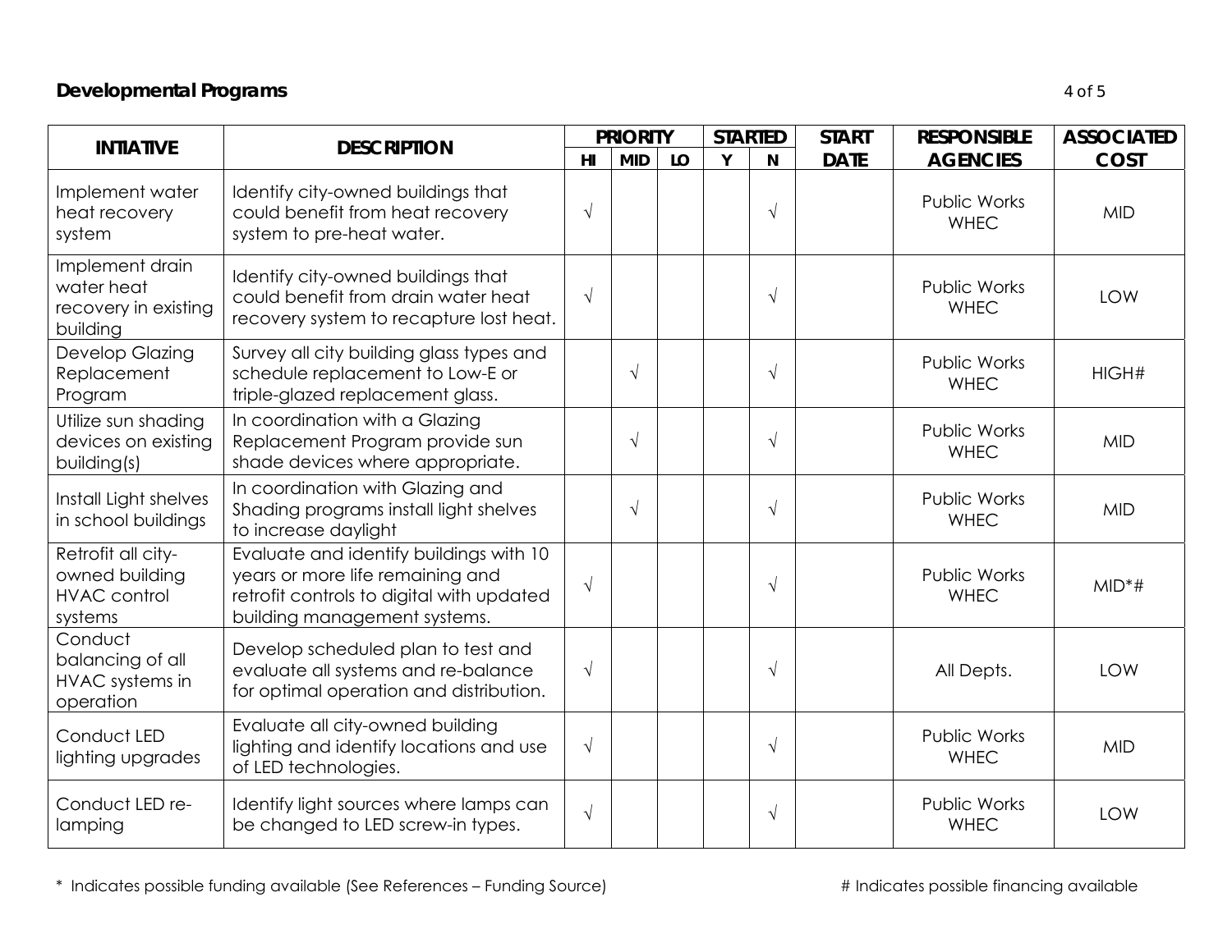## Developmental Programs

| INTIATIVE | DESCRIPTION | PRIORITY | | | STARTED | | START DATE | RESPONSIBLE AGENCIES | ASSOCIATED COST |
|---|---|---|---|---|---|---|---|---|---|
| | | HI | MID | LO | Y | N | | | |
| Implement water heat recovery system | Identify city-owned buildings that could benefit from heat recovery system to pre-heat water. | √ | | | | √ | | Public Works WHEC | MID |
| Implement drain water heat recovery in existing building | Identify city-owned buildings that could benefit from drain water heat recovery system to recapture lost heat. | √ | | | | √ | | Public Works WHEC | LOW |
| Develop Glazing Replacement Program | Survey all city building glass types and schedule replacement to Low-E or triple-glazed replacement glass. | | √ | | | √ | | Public Works WHEC | HIGH# |
| Utilize sun shading devices on existing building(s) | In coordination with a Glazing Replacement Program provide sun shade devices where appropriate. | | √ | | | √ | | Public Works WHEC | MID |
| Install Light shelves in school buildings | In coordination with Glazing and Shading programs install light shelves to increase daylight | | √ | | | √ | | Public Works WHEC | MID |
| Retrofit all city-owned building HVAC control systems | Evaluate and identify buildings with 10 years or more life remaining and retrofit controls to digital with updated building management systems. | √ | | | | √ | | Public Works WHEC | MID*# |
| Conduct balancing of all HVAC systems in operation | Develop scheduled plan to test and evaluate all systems and re-balance for optimal operation and distribution. | √ | | | | √ | | All Depts. | LOW |
| Conduct LED lighting upgrades | Evaluate all city-owned building lighting and identify locations and use of LED technologies. | √ | | | | √ | | Public Works WHEC | MID |
| Conduct LED re-lamping | Identify light sources where lamps can be changed to LED screw-in types. | √ | | | | √ | | Public Works WHEC | LOW |

* Indicates possible funding available (See References – Funding Source)

# Indicates possible financing available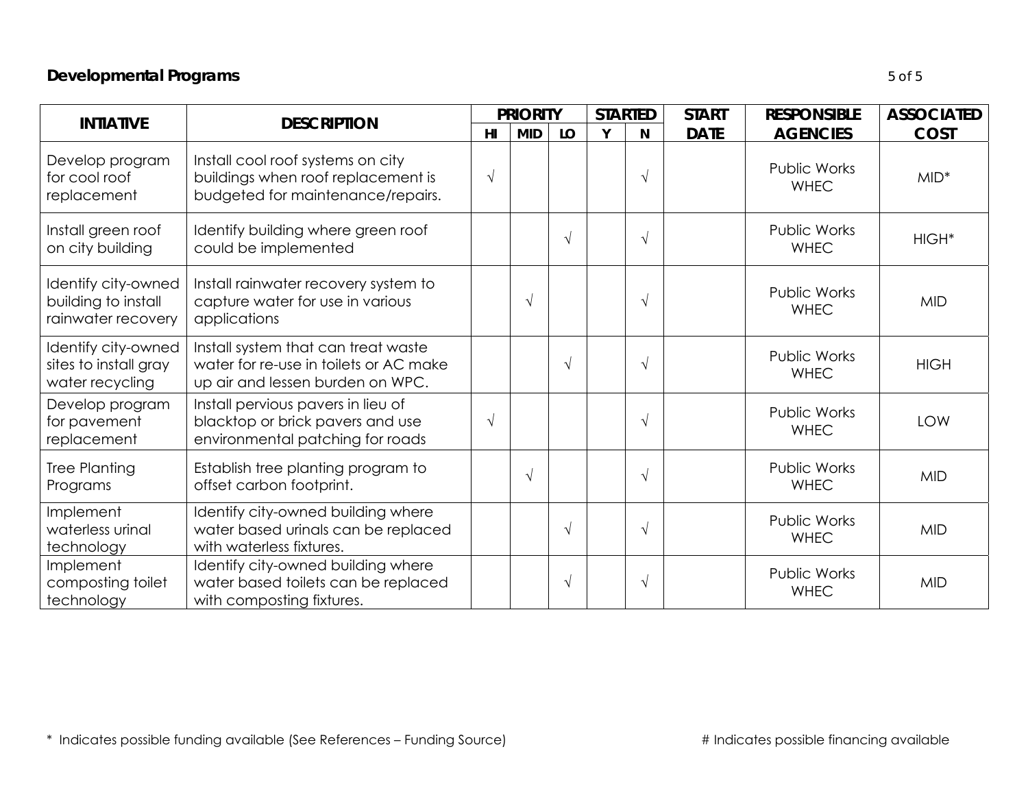## Developmental Programs

| INTIATIVE | DESCRIPTION | PRIORITY | | | STARTED | | START DATE | RESPONSIBLE AGENCIES | ASSOCIATED COST |
|---|---|---|---|---|---|---|---|---|---|
| | | HI | MID | LO | Y | N | | | |
| Develop program for cool roof replacement | Install cool roof systems on city buildings when roof replacement is budgeted for maintenance/repairs. | √ | | | | √ | | Public Works WHEC | MID* |
| Install green roof on city building | Identify building where green roof could be implemented | | | √ | | √ | | Public Works WHEC | HIGH* |
| Identify city-owned building to install rainwater recovery | Install rainwater recovery system to capture water for use in various applications | | √ | | | √ | | Public Works WHEC | MID |
| Identify city-owned sites to install gray water recycling | Install system that can treat waste water for re-use in toilets or AC make up air and lessen burden on WPC. | | | √ | | √ | | Public Works WHEC | HIGH |
| Develop program for pavement replacement | Install pervious pavers in lieu of blacktop or brick pavers and use environmental patching for roads | √ | | | | √ | | Public Works WHEC | LOW |
| Tree Planting Programs | Establish tree planting program to offset carbon footprint. | | √ | | | √ | | Public Works WHEC | MID |
| Implement waterless urinal technology | Identify city-owned building where water based urinals can be replaced with waterless fixtures. | | | √ | | √ | | Public Works WHEC | MID |
| Implement composting toilet technology | Identify city-owned building where water based toilets can be replaced with composting fixtures. | | | √ | | √ | | Public Works WHEC | MID |

* Indicates possible funding available (See References – Funding Source)

# Indicates possible financing available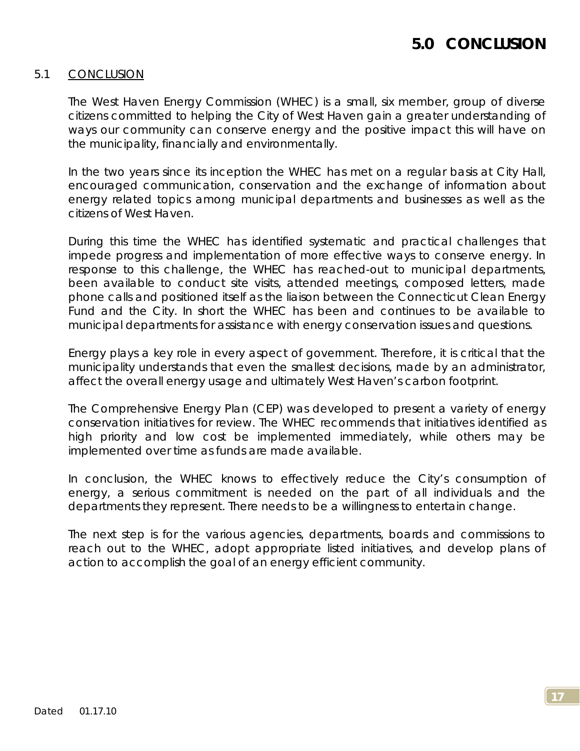# 5.0 CONCLUSION

## 5.1 CONCLUSION

The West Haven Energy Commission (WHEC) is a small, six member, group of diverse citizens committed to helping the City of West Haven gain a greater understanding of ways our community can conserve energy and the positive impact this will have on the municipality, financially and environmentally.

In the two years since its inception the WHEC has met on a regular basis at City Hall, encouraged communication, conservation and the exchange of information about energy related topics among municipal departments and businesses as well as the citizens of West Haven.

During this time the WHEC has identified systematic and practical challenges that impede progress and implementation of more effective ways to conserve energy. In response to this challenge, the WHEC has reached-out to municipal departments, been available to conduct site visits, attended meetings, composed letters, made phone calls and positioned itself as the liaison between the Connecticut Clean Energy Fund and the City. In short the WHEC has been and continues to be available to municipal departments for assistance with energy conservation issues and questions.

Energy plays a key role in every aspect of government. Therefore, it is critical that the municipality understands that even the smallest decisions, made by an administrator, affect the overall energy usage and ultimately West Haven's carbon footprint.

The Comprehensive Energy Plan (CEP) was developed to present a variety of energy conservation initiatives for review. The WHEC recommends that initiatives identified as high priority and low cost be implemented immediately, while others may be implemented over time as funds are made available.

In conclusion, the WHEC knows to effectively reduce the City's consumption of energy, a serious commitment is needed on the part of all individuals and the departments they represent. There needs to be a willingness to entertain change.

The next step is for the various agencies, departments, boards and commissions to reach out to the WHEC, adopt appropriate listed initiatives, and develop plans of action to accomplish the goal of an energy efficient community.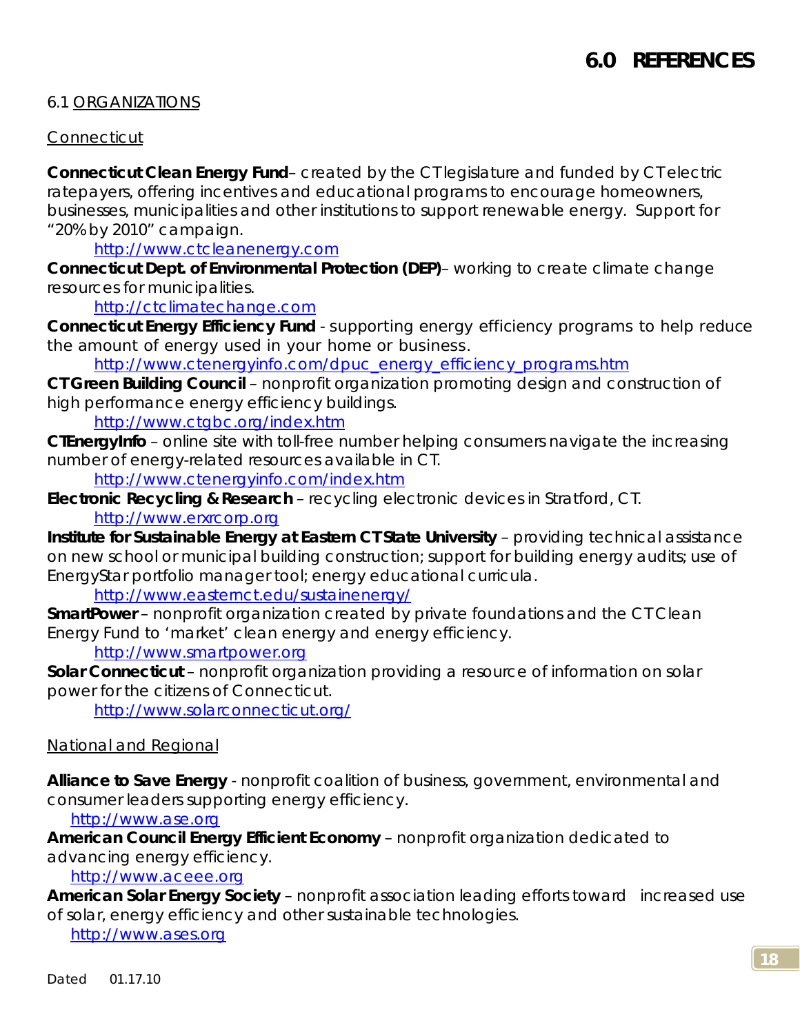# 6.0 REFERENCES

## 6.1 ORGANIZATIONS

### Connecticut

**Connecticut Clean Energy Fund**– created by the CT legislature and funded by CT electric ratepayers, offering incentives and educational programs to encourage homeowners, businesses, municipalities and other institutions to support renewable energy. Support for "20% by 2010" campaign.

http://www.ctcleanenergy.com

**Connecticut Dept. of Environmental Protection (DEP)**– working to create climate change resources for municipalities.

http://ctclimatechange.com

**Connecticut Energy Efficiency Fund** - supporting energy efficiency programs to help reduce the amount of energy used in your home or business.

http://www.ctenergyinfo.com/dpuc_energy_efficiency_programs.htm

**CT Green Building Council** – nonprofit organization promoting design and construction of high performance energy efficiency buildings.

http://www.ctgbc.org/index.htm

**CTEnergyInfo** – online site with toll-free number helping consumers navigate the increasing number of energy-related resources available in CT.

http://www.ctenergyinfo.com/index.htm

**Electronic Recycling & Research** – recycling electronic devices in Stratford, CT.

http://www.erxrcorp.org

**Institute for Sustainable Energy at Eastern CT State University** – providing technical assistance on new school or municipal building construction; support for building energy audits; use of EnergyStar portfolio manager tool; energy educational curricula.

http://www.easternct.edu/sustainenergy/

**SmartPower** – nonprofit organization created by private foundations and the CT Clean Energy Fund to 'market' clean energy and energy efficiency.

http://www.smartpower.org

**Solar Connecticut** – nonprofit organization providing a resource of information on solar power for the citizens of Connecticut.

http://www.solarconnecticut.org/

### National and Regional

**Alliance to Save Energy** - nonprofit coalition of business, government, environmental and consumer leaders supporting energy efficiency.

http://www.ase.org

**American Council Energy Efficient Economy** – nonprofit organization dedicated to advancing energy efficiency.

http://www.aceee.org

**American Solar Energy Society** – nonprofit association leading efforts toward increased use of solar, energy efficiency and other sustainable technologies.

http://www.ases.org

Dated 01.17.10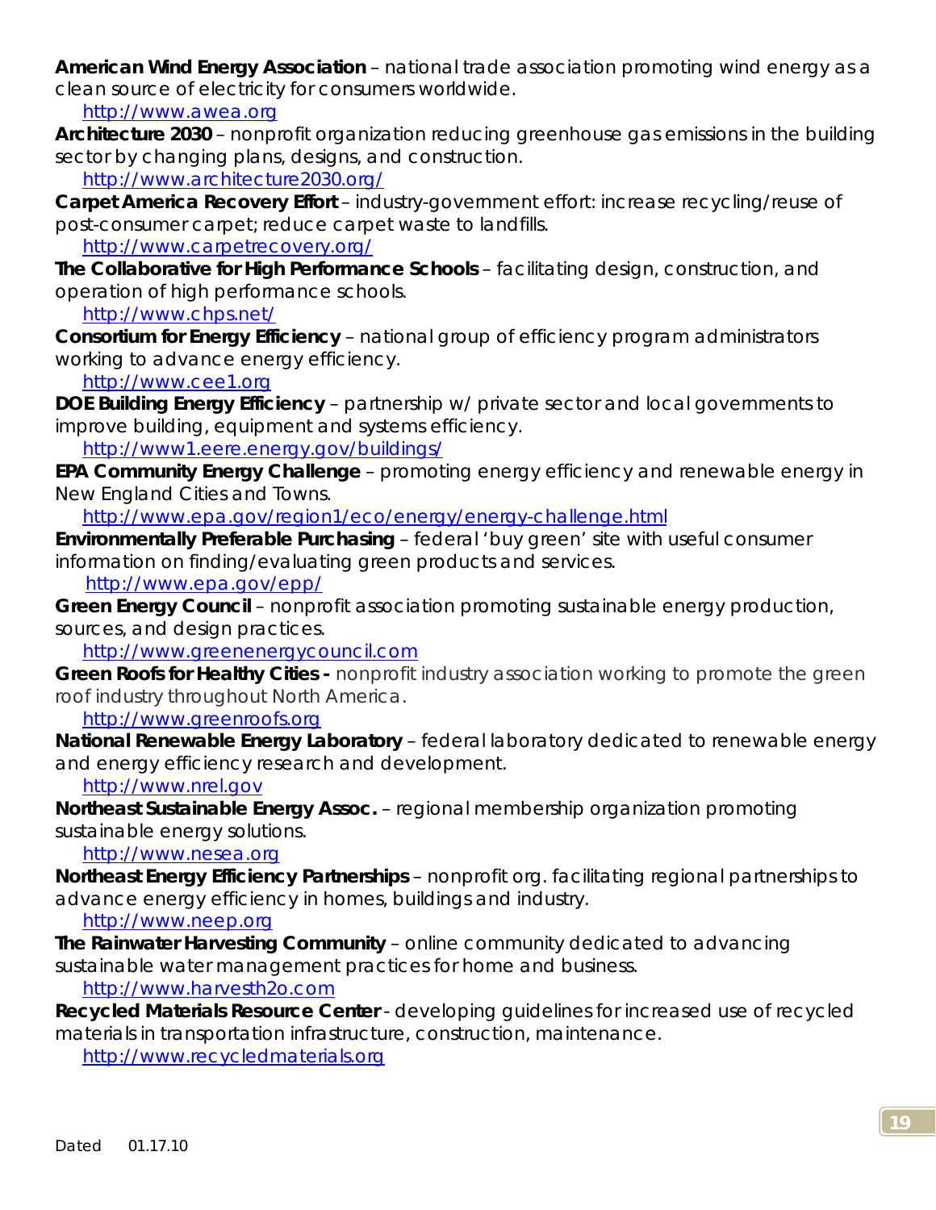**American Wind Energy Association** – national trade association promoting wind energy as a clean source of electricity for consumers worldwide.
http://www.awea.org

**Architecture 2030** – nonprofit organization reducing greenhouse gas emissions in the building sector by changing plans, designs, and construction.
http://www.architecture2030.org/

**Carpet America Recovery Effort** – industry-government effort: increase recycling/reuse of post-consumer carpet; reduce carpet waste to landfills.
http://www.carpetrecovery.org/

**The Collaborative for High Performance Schools** – facilitating design, construction, and operation of high performance schools.
http://www.chps.net/

**Consortium for Energy Efficiency** – national group of efficiency program administrators working to advance energy efficiency.
http://www.cee1.org

**DOE Building Energy Efficiency** – partnership w/ private sector and local governments to improve building, equipment and systems efficiency.
http://www1.eere.energy.gov/buildings/

**EPA Community Energy Challenge** – promoting energy efficiency and renewable energy in New England Cities and Towns.
http://www.epa.gov/region1/eco/energy/energy-challenge.html

**Environmentally Preferable Purchasing** – federal 'buy green' site with useful consumer information on finding/evaluating green products and services.
http://www.epa.gov/epp/

**Green Energy Council** – nonprofit association promoting sustainable energy production, sources, and design practices.
http://www.greenenergycouncil.com

**Green Roofs for Healthy Cities -** nonprofit industry association working to promote the green roof industry throughout North America.
http://www.greenroofs.org

**National Renewable Energy Laboratory** – federal laboratory dedicated to renewable energy and energy efficiency research and development.
http://www.nrel.gov

**Northeast Sustainable Energy Assoc.** – regional membership organization promoting sustainable energy solutions.
http://www.nesea.org

**Northeast Energy Efficiency Partnerships** – nonprofit org. facilitating regional partnerships to advance energy efficiency in homes, buildings and industry.
http://www.neep.org

**The Rainwater Harvesting Community** – online community dedicated to advancing sustainable water management practices for home and business.
http://www.harvesth2o.com

**Recycled Materials Resource Center** - developing guidelines for increased use of recycled materials in transportation infrastructure, construction, maintenance.
http://www.recycledmaterials.org

Dated 01.17.10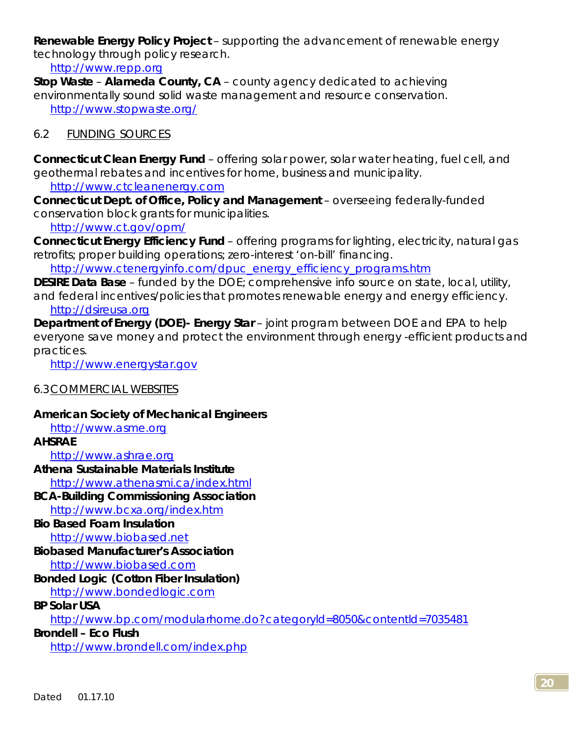**Renewable Energy Policy Project** – supporting the advancement of renewable energy technology through policy research.
    http://www.repp.org

**Stop Waste** – **Alameda County, CA** – county agency dedicated to achieving environmentally sound solid waste management and resource conservation.
    http://www.stopwaste.org/

## 6.2 FUNDING SOURCES

**Connecticut Clean Energy Fund** – offering solar power, solar water heating, fuel cell, and geothermal rebates and incentives for home, business and municipality.
    http://www.ctcleanenergy.com

**Connecticut Dept. of Office, Policy and Management** – overseeing federally-funded conservation block grants for municipalities.
    http://www.ct.gov/opm/

**Connecticut Energy Efficiency Fund** – offering programs for lighting, electricity, natural gas retrofits; proper building operations; zero-interest 'on-bill' financing.
    http://www.ctenergyinfo.com/dpuc_energy_efficiency_programs.htm

**DESIRE Data Base** – funded by the DOE; comprehensive info source on state, local, utility, and federal incentives/policies that promotes renewable energy and energy efficiency.
    http://dsireusa.org

**Department of Energy (DOE)- Energy Star** – joint program between DOE and EPA to help everyone save money and protect the environment through energy -efficient products and practices.
    http://www.energystar.gov

## 6.3 COMMERCIAL WEBSITES

**American Society of Mechanical Engineers**
    http://www.asme.org

**AHSRAE**
    http://www.ashrae.org

**Athena Sustainable Materials Institute**
    http://www.athenasmi.ca/index.html

**BCA-Building Commissioning Association**
    http://www.bcxa.org/index.htm

**Bio Based Foam Insulation**
    http://www.biobased.net

**Biobased Manufacturer's Association**
    http://www.biobased.com

**Bonded Logic (Cotton Fiber Insulation)**
    http://www.bondedlogic.com

**BP Solar USA**
    http://www.bp.com/modularhome.do?categoryId=8050&contentId=7035481

**Brondell – Eco Flush**
    http://www.brondell.com/index.php

Dated 01.17.10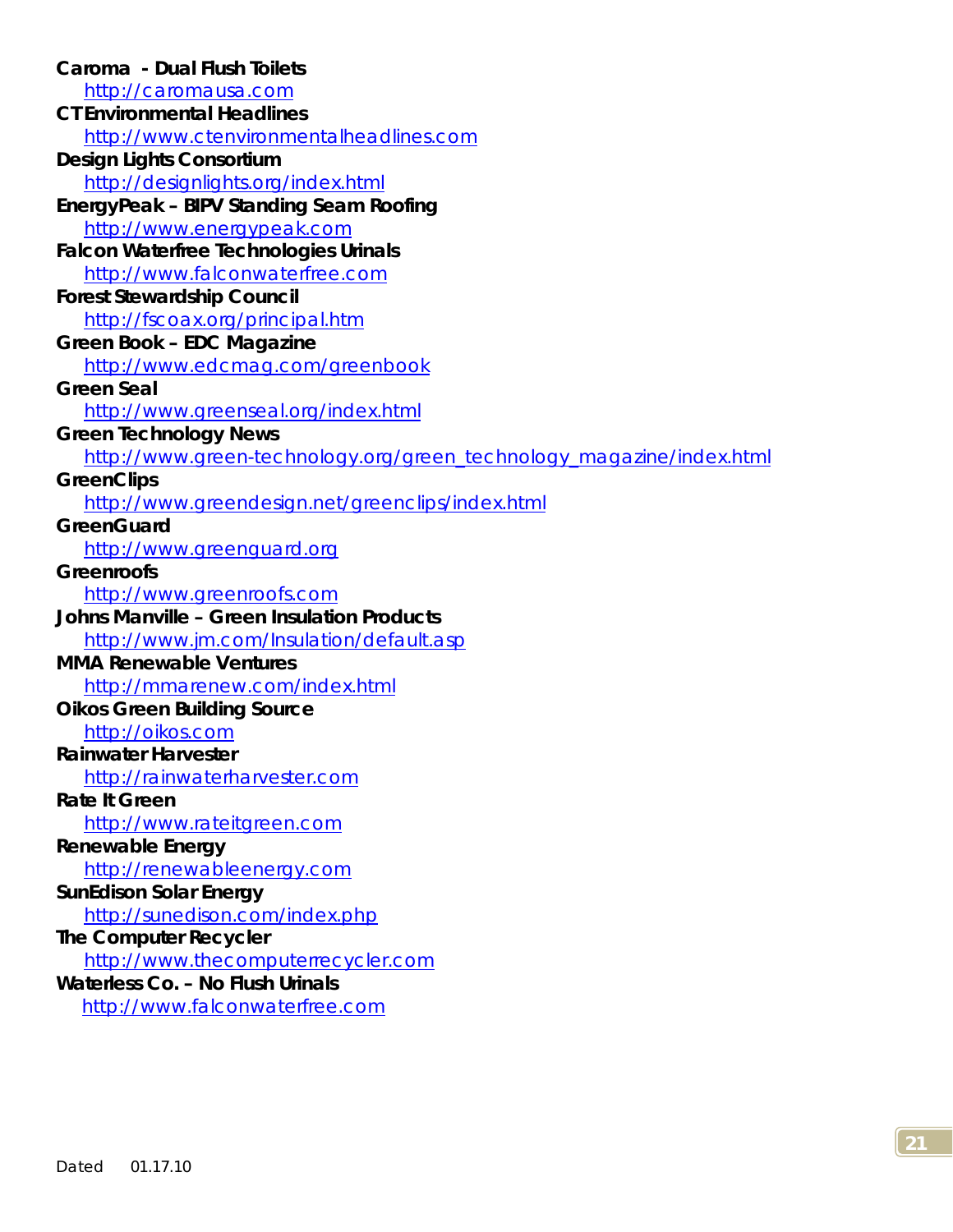**Caroma - Dual Flush Toilets**
http://caromausa.com

**CT Environmental Headlines**
http://www.ctenvironmentalheadlines.com

**Design Lights Consortium**
http://designlights.org/index.html

**EnergyPeak – BIPV Standing Seam Roofing**
http://www.energypeak.com

**Falcon Waterfree Technologies Urinals**
http://www.falconwaterfree.com

**Forest Stewardship Council**
http://fscoax.org/principal.htm

**Green Book – EDC Magazine**
http://www.edcmag.com/greenbook

**Green Seal**
http://www.greenseal.org/index.html

**Green Technology News**
http://www.green-technology.org/green_technology_magazine/index.html

**GreenClips**
http://www.greendesign.net/greenclips/index.html

**GreenGuard**
http://www.greenguard.org

**Greenroofs**
http://www.greenroofs.com

**Johns Manville – Green Insulation Products**
http://www.jm.com/Insulation/default.asp

**MMA Renewable Ventures**
http://mmarenew.com/index.html

**Oikos Green Building Source**
http://oikos.com

**Rainwater Harvester**
http://rainwaterharvester.com

**Rate It Green**
http://www.rateitgreen.com

**Renewable Energy**
http://renewableenergy.com

**SunEdison Solar Energy**
http://sunedison.com/index.php

**The Computer Recycler**
http://www.thecomputerrecycler.com

**Waterless Co. – No Flush Urinals**
http://www.falconwaterfree.com

Dated 01.17.10